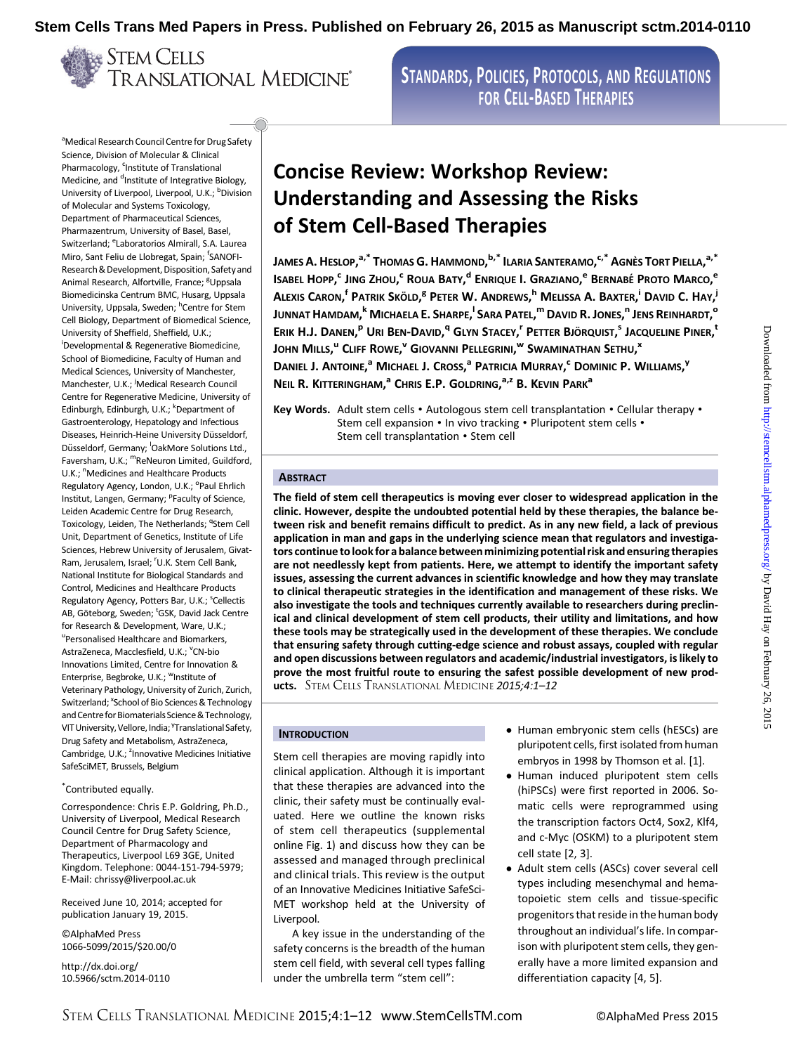Stem Cells Trans Med Papers in Press. Published on February 26, 2015 as Manuscript sctm.2014-0110

**STANDARDS, POLICIES, PROTOCOLS, AND REGULATIONS FOR CELL-BASED THERAPIES**

# Concise Review: Workshop Review: Understanding and Assessing the Risks of Stem Cell-Based Therapies

JAMES A. HESLOP,[a,*] THOMAS G. HAMMOND,[b,*] ILARIA SANTERAMO,[c,*] AGNÈS TORT PIELLA,[a,*] ISABEL HOPP,[c] JING ZHOU,[c] ROUA BATY,[d] ENRIQUE I. GRAZIANO,[e] BERNABÉ PROTO MARCO,[e] ALEXIS CARON,[f] PATRIK SKÖLD,[g] PETER W. ANDREWS,[h] MELISSA A. BAXTER,[i] DAVID C. HAY,[j] JUNNAT HAMDAM,[k] MICHAELA E. SHARPE,[l] SARA PATEL,[m] DAVID R. JONES,[n] JENS REINHARDT,[o] ERIK H.J. DANEN,[p] URI BEN-DAVID,[q] GLYN STACEY,[r] PETTER BJÖRQUIST,[s] JACQUELINE PINER,[t] JOHN MILLS,[u] CLIFF ROWE,[v] GIOVANNI PELLEGRINI,[w] SWAMINATHAN SETHU,[x] DANIEL J. ANTOINE,[a] MICHAEL J. CROSS,[a] PATRICIA MURRAY,[c] DOMINIC P. WILLIAMS,[y] NEIL R. KITTERINGHAM,[a] CHRIS E.P. GOLDRING,[a,z] B. KEVIN PARK[a]

[a]Medical Research Council Centre for Drug Safety Science, Division of Molecular & Clinical Pharmacology, [c]Institute of Translational Medicine, and [d]Institute of Integrative Biology, University of Liverpool, Liverpool, U.K.; [b]Division of Molecular and Systems Toxicology, Department of Pharmaceutical Sciences, Pharmazentrum, University of Basel, Basel, Switzerland; [e]Laboratorios Almirall, S.A. Laurea Miro, Sant Feliu de Llobregat, Spain; [f]SANOFI-Research & Development, Disposition, Safety and Animal Research, Alfortville, France; [g]Uppsala Biomedicinska Centrum BMC, Husarg, Uppsala University, Uppsala, Sweden; [h]Centre for Stem Cell Biology, Department of Biomedical Science, University of Sheffield, Sheffield, U.K.; [i]Developmental & Regenerative Biomedicine, School of Biomedicine, Faculty of Human and Medical Sciences, University of Manchester, Manchester, U.K.; [j]Medical Research Council Centre for Regenerative Medicine, University of Edinburgh, Edinburgh, U.K.; [k]Department of Gastroenterology, Hepatology and Infectious Diseases, Heinrich-Heine University Düsseldorf, Düsseldorf, Germany; [l]OakMore Solutions Ltd., Faversham, U.K.; [m]ReNeuron Limited, Guildford, U.K.; [n]Medicines and Healthcare Products Regulatory Agency, London, U.K.; [o]Paul Ehrlich Institut, Langen, Germany; [p]Faculty of Science, Leiden Academic Centre for Drug Research, Toxicology, Leiden, The Netherlands; [q]Stem Cell Unit, Department of Genetics, Institute of Life Sciences, Hebrew University of Jerusalem, Givat-Ram, Jerusalem, Israel; [r]U.K. Stem Cell Bank, National Institute for Biological Standards and Control, Medicines and Healthcare Products Regulatory Agency, Potters Bar, U.K.; [s]Cellectis AB, Göteborg, Sweden; [t]GSK, David Jack Centre for Research & Development, Ware, U.K.; [u]Personalised Healthcare and Biomarkers, AstraZeneca, Macclesfield, U.K.; [v]CN-bio Innovations Limited, Centre for Innovation & Enterprise, Begbroke, U.K.; [w]Institute of Veterinary Pathology, University of Zurich, Zurich, Switzerland; [x]School of Bio Sciences & Technology and Centre for Biomaterials Science & Technology, VIT University, Vellore, India; [y]Translational Safety, Drug Safety and Metabolism, AstraZeneca, Cambridge, U.K.; [z]Innovative Medicines Initiative SafeSciMET, Brussels, Belgium

[*]Contributed equally.

Correspondence: Chris E.P. Goldring, Ph.D., University of Liverpool, Medical Research Council Centre for Drug Safety Science, Department of Pharmacology and Therapeutics, Liverpool L69 3GE, United Kingdom. Telephone: 0044-151-794-5979; E-Mail: chrissy@liverpool.ac.uk

Received June 10, 2014; accepted for publication January 19, 2015.

©AlphaMed Press 1066-5099/2015/$20.00/0

http://dx.doi.org/10.5966/sctm.2014-0110

**Key Words.** Adult stem cells • Autologous stem cell transplantation • Cellular therapy • Stem cell expansion • In vivo tracking • Pluripotent stem cells • Stem cell transplantation • Stem cell

## ABSTRACT

**The field of stem cell therapeutics is moving ever closer to widespread application in the clinic. However, despite the undoubted potential held by these therapies, the balance between risk and benefit remains difficult to predict. As in any new field, a lack of previous application in man and gaps in the underlying science mean that regulators and investigators continue to look for a balance between minimizing potential risk and ensuring therapies are not needlessly kept from patients. Here, we attempt to identify the important safety issues, assessing the current advances in scientific knowledge and how they may translate to clinical therapeutic strategies in the identification and management of these risks. We also investigate the tools and techniques currently available to researchers during preclinical and clinical development of stem cell products, their utility and limitations, and how these tools may be strategically used in the development of these therapies. We conclude that ensuring safety through cutting-edge science and robust assays, coupled with regular and open discussions between regulators and academic/industrial investigators, is likely to prove the most fruitful route to ensuring the safest possible development of new products.** STEM CELLS TRANSLATIONAL MEDICINE *2015;4:1–12*

## INTRODUCTION

Stem cell therapies are moving rapidly into clinical application. Although it is important that these therapies are advanced into the clinic, their safety must be continually evaluated. Here we outline the known risks of stem cell therapeutics (supplemental online Fig. 1) and discuss how they can be assessed and managed through preclinical and clinical trials. This review is the output of an Innovative Medicines Initiative SafeSciMET workshop held at the University of Liverpool.

A key issue in the understanding of the safety concerns is the breadth of the human stem cell field, with several cell types falling under the umbrella term "stem cell":

- Human embryonic stem cells (hESCs) are pluripotent cells, first isolated from human embryos in 1998 by Thomson et al. [1].
- Human induced pluripotent stem cells (hiPSCs) were first reported in 2006. Somatic cells were reprogrammed using the transcription factors Oct4, Sox2, Klf4, and c-Myc (OSKM) to a pluripotent stem cell state [2, 3].
- Adult stem cells (ASCs) cover several cell types including mesenchymal and hematopoietic stem cells and tissue-specific progenitors that reside in the human body throughout an individual's life. In comparison with pluripotent stem cells, they generally have a more limited expansion and differentiation capacity [4, 5].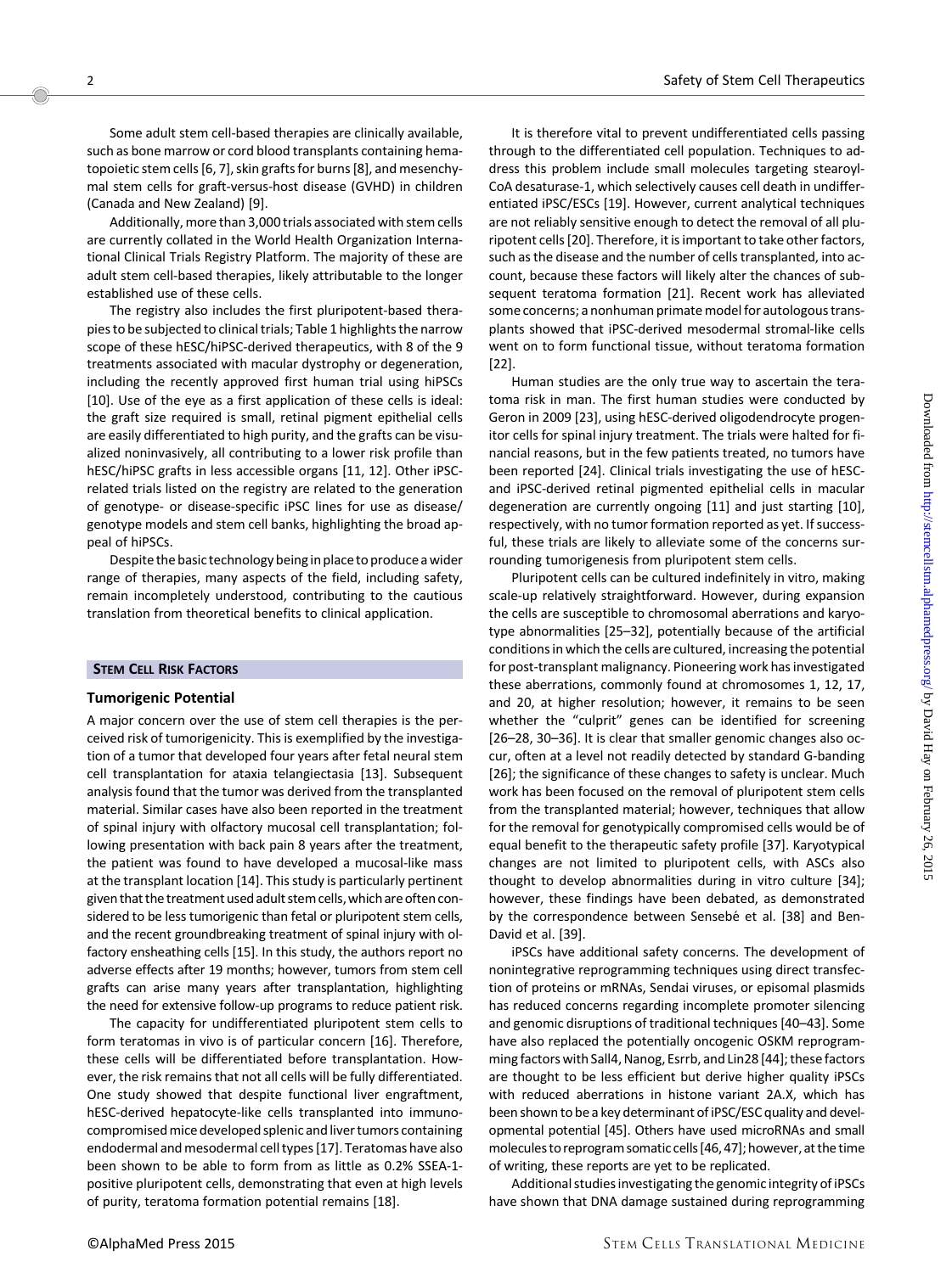Some adult stem cell-based therapies are clinically available, such as bone marrow or cord blood transplants containing hematopoietic stem cells [6, 7], skin grafts for burns [8], and mesenchymal stem cells for graft-versus-host disease (GVHD) in children (Canada and New Zealand) [9].

Additionally, more than 3,000 trials associated with stem cells are currently collated in the World Health Organization International Clinical Trials Registry Platform. The majority of these are adult stem cell-based therapies, likely attributable to the longer established use of these cells.

The registry also includes the first pluripotent-based therapies to be subjected to clinical trials; Table 1 highlights the narrow scope of these hESC/hiPSC-derived therapeutics, with 8 of the 9 treatments associated with macular dystrophy or degeneration, including the recently approved first human trial using hiPSCs [10]. Use of the eye as a first application of these cells is ideal: the graft size required is small, retinal pigment epithelial cells are easily differentiated to high purity, and the grafts can be visualized noninvasively, all contributing to a lower risk profile than hESC/hiPSC grafts in less accessible organs [11, 12]. Other iPSC-related trials listed on the registry are related to the generation of genotype- or disease-specific iPSC lines for use as disease/genotype models and stem cell banks, highlighting the broad appeal of hiPSCs.

Despite the basic technology being in place to produce a wider range of therapies, many aspects of the field, including safety, remain incompletely understood, contributing to the cautious translation from theoretical benefits to clinical application.

## STEM CELL RISK FACTORS

### Tumorigenic Potential

A major concern over the use of stem cell therapies is the perceived risk of tumorigenicity. This is exemplified by the investigation of a tumor that developed four years after fetal neural stem cell transplantation for ataxia telangiectasia [13]. Subsequent analysis found that the tumor was derived from the transplanted material. Similar cases have also been reported in the treatment of spinal injury with olfactory mucosal cell transplantation; following presentation with back pain 8 years after the treatment, the patient was found to have developed a mucosal-like mass at the transplant location [14]. This study is particularly pertinent given that the treatment used adult stem cells, which are often considered to be less tumorigenic than fetal or pluripotent stem cells, and the recent groundbreaking treatment of spinal injury with olfactory ensheathing cells [15]. In this study, the authors report no adverse effects after 19 months; however, tumors from stem cell grafts can arise many years after transplantation, highlighting the need for extensive follow-up programs to reduce patient risk.

The capacity for undifferentiated pluripotent stem cells to form teratomas in vivo is of particular concern [16]. Therefore, these cells will be differentiated before transplantation. However, the risk remains that not all cells will be fully differentiated. One study showed that despite functional liver engraftment, hESC-derived hepatocyte-like cells transplanted into immunocompromised mice developed splenic and liver tumors containing endodermal and mesodermal cell types [17]. Teratomas have also been shown to be able to form from as little as 0.2% SSEA-1-positive pluripotent cells, demonstrating that even at high levels of purity, teratoma formation potential remains [18].

It is therefore vital to prevent undifferentiated cells passing through to the differentiated cell population. Techniques to address this problem include small molecules targeting stearoyl-CoA desaturase-1, which selectively causes cell death in undifferentiated iPSC/ESCs [19]. However, current analytical techniques are not reliably sensitive enough to detect the removal of all pluripotent cells [20]. Therefore, it is important to take other factors, such as the disease and the number of cells transplanted, into account, because these factors will likely alter the chances of subsequent teratoma formation [21]. Recent work has alleviated some concerns; a nonhuman primate model for autologous transplants showed that iPSC-derived mesodermal stromal-like cells went on to form functional tissue, without teratoma formation [22].

Human studies are the only true way to ascertain the teratoma risk in man. The first human studies were conducted by Geron in 2009 [23], using hESC-derived oligodendrocyte progenitor cells for spinal injury treatment. The trials were halted for financial reasons, but in the few patients treated, no tumors have been reported [24]. Clinical trials investigating the use of hESC- and iPSC-derived retinal pigmented epithelial cells in macular degeneration are currently ongoing [11] and just starting [10], respectively, with no tumor formation reported as yet. If successful, these trials are likely to alleviate some of the concerns surrounding tumorigenesis from pluripotent stem cells.

Pluripotent cells can be cultured indefinitely in vitro, making scale-up relatively straightforward. However, during expansion the cells are susceptible to chromosomal aberrations and karyotype abnormalities [25–32], potentially because of the artificial conditions in which the cells are cultured, increasing the potential for post-transplant malignancy. Pioneering work has investigated these aberrations, commonly found at chromosomes 1, 12, 17, and 20, at higher resolution; however, it remains to be seen whether the "culprit" genes can be identified for screening [26–28, 30–36]. It is clear that smaller genomic changes also occur, often at a level not readily detected by standard G-banding [26]; the significance of these changes to safety is unclear. Much work has been focused on the removal of pluripotent stem cells from the transplanted material; however, techniques that allow for the removal for genotypically compromised cells would be of equal benefit to the therapeutic safety profile [37]. Karyotypical changes are not limited to pluripotent cells, with ASCs also thought to develop abnormalities during in vitro culture [34]; however, these findings have been debated, as demonstrated by the correspondence between Sensebé et al. [38] and Ben-David et al. [39].

iPSCs have additional safety concerns. The development of nonintegrative reprogramming techniques using direct transfection of proteins or mRNAs, Sendai viruses, or episomal plasmids has reduced concerns regarding incomplete promoter silencing and genomic disruptions of traditional techniques [40–43]. Some have also replaced the potentially oncogenic OSKM reprogramming factors with Sall4, Nanog, Esrrb, and Lin28 [44]; these factors are thought to be less efficient but derive higher quality iPSCs with reduced aberrations in histone variant 2A.X, which has been shown to be a key determinant of iPSC/ESC quality and developmental potential [45]. Others have used microRNAs and small molecules to reprogram somatic cells [46, 47]; however, at the time of writing, these reports are yet to be replicated.

Additional studies investigating the genomic integrity of iPSCs have shown that DNA damage sustained during reprogramming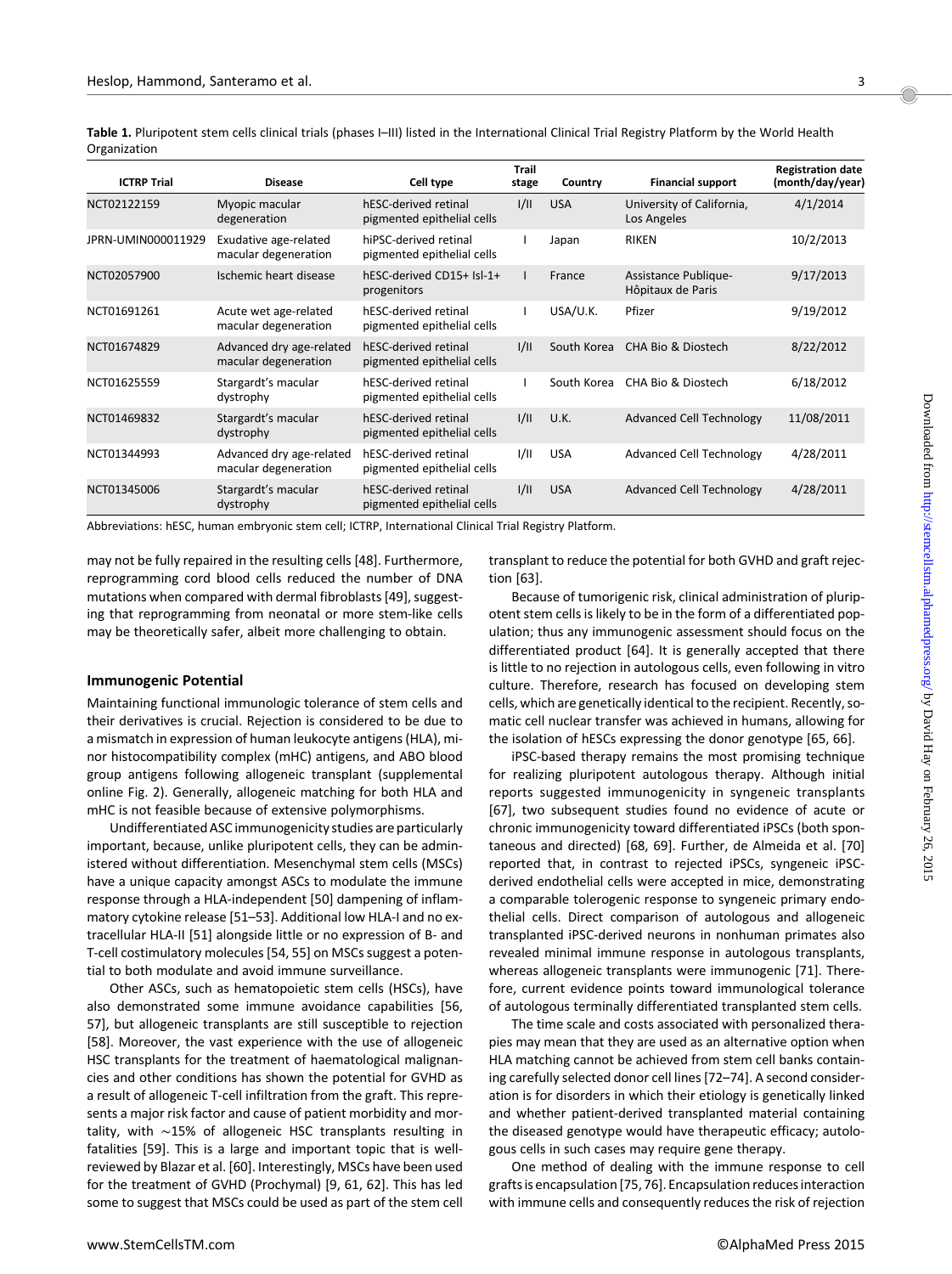**Table 1.** Pluripotent stem cells clinical trials (phases I–III) listed in the International Clinical Trial Registry Platform by the World Health Organization

| ICTRP Trial | Disease | Cell type | Trail stage | Country | Financial support | Registration date (month/day/year) |
|---|---|---|---|---|---|---|
| NCT02122159 | Myopic macular degeneration | hESC-derived retinal pigmented epithelial cells | I/II | USA | University of California, Los Angeles | 4/1/2014 |
| JPRN-UMIN000011929 | Exudative age-related macular degeneration | hiPSC-derived retinal pigmented epithelial cells | I | Japan | RIKEN | 10/2/2013 |
| NCT02057900 | Ischemic heart disease | hESC-derived CD15+ Isl-1+ progenitors | I | France | Assistance Publique-Hôpitaux de Paris | 9/17/2013 |
| NCT01691261 | Acute wet age-related macular degeneration | hESC-derived retinal pigmented epithelial cells | I | USA/U.K. | Pfizer | 9/19/2012 |
| NCT01674829 | Advanced dry age-related macular degeneration | hESC-derived retinal pigmented epithelial cells | I/II | South Korea | CHA Bio & Diostech | 8/22/2012 |
| NCT01625559 | Stargardt's macular dystrophy | hESC-derived retinal pigmented epithelial cells | I | South Korea | CHA Bio & Diostech | 6/18/2012 |
| NCT01469832 | Stargardt's macular dystrophy | hESC-derived retinal pigmented epithelial cells | I/II | U.K. | Advanced Cell Technology | 11/08/2011 |
| NCT01344993 | Advanced dry age-related macular degeneration | hESC-derived retinal pigmented epithelial cells | I/II | USA | Advanced Cell Technology | 4/28/2011 |
| NCT01345006 | Stargardt's macular dystrophy | hESC-derived retinal pigmented epithelial cells | I/II | USA | Advanced Cell Technology | 4/28/2011 |

Abbreviations: hESC, human embryonic stem cell; ICTRP, International Clinical Trial Registry Platform.

may not be fully repaired in the resulting cells [48]. Furthermore, reprogramming cord blood cells reduced the number of DNA mutations when compared with dermal fibroblasts [49], suggesting that reprogramming from neonatal or more stem-like cells may be theoretically safer, albeit more challenging to obtain.

### Immunogenic Potential

Maintaining functional immunologic tolerance of stem cells and their derivatives is crucial. Rejection is considered to be due to a mismatch in expression of human leukocyte antigens (HLA), minor histocompatibility complex (mHC) antigens, and ABO blood group antigens following allogeneic transplant (supplemental online Fig. 2). Generally, allogeneic matching for both HLA and mHC is not feasible because of extensive polymorphisms.

Undifferentiated ASC immunogenicity studies are particularly important, because, unlike pluripotent cells, they can be administered without differentiation. Mesenchymal stem cells (MSCs) have a unique capacity amongst ASCs to modulate the immune response through a HLA-independent [50] dampening of inflammatory cytokine release [51–53]. Additional low HLA-I and no extracellular HLA-II [51] alongside little or no expression of B- and T-cell costimulatory molecules [54, 55] on MSCs suggest a potential to both modulate and avoid immune surveillance.

Other ASCs, such as hematopoietic stem cells (HSCs), have also demonstrated some immune avoidance capabilities [56, 57], but allogeneic transplants are still susceptible to rejection [58]. Moreover, the vast experience with the use of allogeneic HSC transplants for the treatment of haematological malignancies and other conditions has shown the potential for GVHD as a result of allogeneic T-cell infiltration from the graft. This represents a major risk factor and cause of patient morbidity and mortality, with ∼15% of allogeneic HSC transplants resulting in fatalities [59]. This is a large and important topic that is well-reviewed by Blazar et al. [60]. Interestingly, MSCs have been used for the treatment of GVHD (Prochymal) [9, 61, 62]. This has led some to suggest that MSCs could be used as part of the stem cell transplant to reduce the potential for both GVHD and graft rejection [63].

Because of tumorigenic risk, clinical administration of pluripotent stem cells is likely to be in the form of a differentiated population; thus any immunogenic assessment should focus on the differentiated product [64]. It is generally accepted that there is little to no rejection in autologous cells, even following in vitro culture. Therefore, research has focused on developing stem cells, which are genetically identical to the recipient. Recently, somatic cell nuclear transfer was achieved in humans, allowing for the isolation of hESCs expressing the donor genotype [65, 66].

iPSC-based therapy remains the most promising technique for realizing pluripotent autologous therapy. Although initial reports suggested immunogenicity in syngeneic transplants [67], two subsequent studies found no evidence of acute or chronic immunogenicity toward differentiated iPSCs (both spontaneous and directed) [68, 69]. Further, de Almeida et al. [70] reported that, in contrast to rejected iPSCs, syngeneic iPSC-derived endothelial cells were accepted in mice, demonstrating a comparable tolerogenic response to syngeneic primary endothelial cells. Direct comparison of autologous and allogeneic transplanted iPSC-derived neurons in nonhuman primates also revealed minimal immune response in autologous transplants, whereas allogeneic transplants were immunogenic [71]. Therefore, current evidence points toward immunological tolerance of autologous terminally differentiated transplanted stem cells.

The time scale and costs associated with personalized therapies may mean that they are used as an alternative option when HLA matching cannot be achieved from stem cell banks containing carefully selected donor cell lines [72–74]. A second consideration is for disorders in which their etiology is genetically linked and whether patient-derived transplanted material containing the diseased genotype would have therapeutic efficacy; autologous cells in such cases may require gene therapy.

One method of dealing with the immune response to cell grafts is encapsulation [75, 76]. Encapsulation reduces interaction with immune cells and consequently reduces the risk of rejection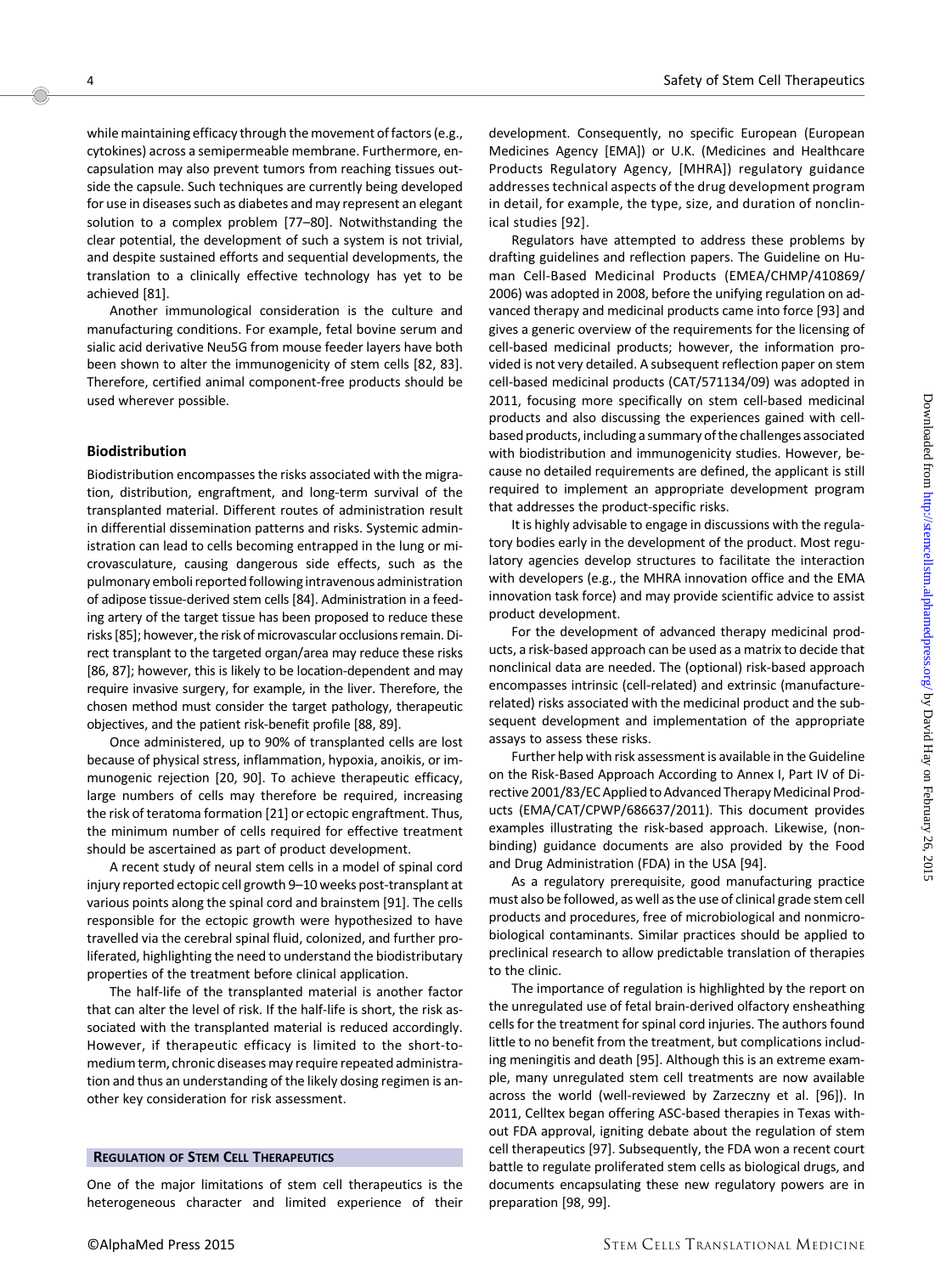while maintaining efficacy through the movement of factors (e.g., cytokines) across a semipermeable membrane. Furthermore, encapsulation may also prevent tumors from reaching tissues outside the capsule. Such techniques are currently being developed for use in diseases such as diabetes and may represent an elegant solution to a complex problem [77–80]. Notwithstanding the clear potential, the development of such a system is not trivial, and despite sustained efforts and sequential developments, the translation to a clinically effective technology has yet to be achieved [81].

Another immunological consideration is the culture and manufacturing conditions. For example, fetal bovine serum and sialic acid derivative Neu5G from mouse feeder layers have both been shown to alter the immunogenicity of stem cells [82, 83]. Therefore, certified animal component-free products should be used wherever possible.

### Biodistribution

Biodistribution encompasses the risks associated with the migration, distribution, engraftment, and long-term survival of the transplanted material. Different routes of administration result in differential dissemination patterns and risks. Systemic administration can lead to cells becoming entrapped in the lung or microvasculature, causing dangerous side effects, such as the pulmonary emboli reported following intravenous administration of adipose tissue-derived stem cells [84]. Administration in a feeding artery of the target tissue has been proposed to reduce these risks [85]; however, the risk of microvascular occlusions remain. Direct transplant to the targeted organ/area may reduce these risks [86, 87]; however, this is likely to be location-dependent and may require invasive surgery, for example, in the liver. Therefore, the chosen method must consider the target pathology, therapeutic objectives, and the patient risk-benefit profile [88, 89].

Once administered, up to 90% of transplanted cells are lost because of physical stress, inflammation, hypoxia, anoikis, or immunogenic rejection [20, 90]. To achieve therapeutic efficacy, large numbers of cells may therefore be required, increasing the risk of teratoma formation [21] or ectopic engraftment. Thus, the minimum number of cells required for effective treatment should be ascertained as part of product development.

A recent study of neural stem cells in a model of spinal cord injury reported ectopic cell growth 9–10 weeks post-transplant at various points along the spinal cord and brainstem [91]. The cells responsible for the ectopic growth were hypothesized to have travelled via the cerebral spinal fluid, colonized, and further proliferated, highlighting the need to understand the biodistributary properties of the treatment before clinical application.

The half-life of the transplanted material is another factor that can alter the level of risk. If the half-life is short, the risk associated with the transplanted material is reduced accordingly. However, if therapeutic efficacy is limited to the short-to-medium term, chronic diseases may require repeated administration and thus an understanding of the likely dosing regimen is another key consideration for risk assessment.

## Regulation of Stem Cell Therapeutics

One of the major limitations of stem cell therapeutics is the heterogeneous character and limited experience of their development. Consequently, no specific European (European Medicines Agency [EMA]) or U.K. (Medicines and Healthcare Products Regulatory Agency, [MHRA]) regulatory guidance addresses technical aspects of the drug development program in detail, for example, the type, size, and duration of nonclinical studies [92].

Regulators have attempted to address these problems by drafting guidelines and reflection papers. The Guideline on Human Cell-Based Medicinal Products (EMEA/CHMP/410869/2006) was adopted in 2008, before the unifying regulation on advanced therapy and medicinal products came into force [93] and gives a generic overview of the requirements for the licensing of cell-based medicinal products; however, the information provided is not very detailed. A subsequent reflection paper on stem cell-based medicinal products (CAT/571134/09) was adopted in 2011, focusing more specifically on stem cell-based medicinal products and also discussing the experiences gained with cell-based products, including a summary of the challenges associated with biodistribution and immunogenicity studies. However, because no detailed requirements are defined, the applicant is still required to implement an appropriate development program that addresses the product-specific risks.

It is highly advisable to engage in discussions with the regulatory bodies early in the development of the product. Most regulatory agencies develop structures to facilitate the interaction with developers (e.g., the MHRA innovation office and the EMA innovation task force) and may provide scientific advice to assist product development.

For the development of advanced therapy medicinal products, a risk-based approach can be used as a matrix to decide that nonclinical data are needed. The (optional) risk-based approach encompasses intrinsic (cell-related) and extrinsic (manufacture-related) risks associated with the medicinal product and the subsequent development and implementation of the appropriate assays to assess these risks.

Further help with risk assessment is available in the Guideline on the Risk-Based Approach According to Annex I, Part IV of Directive 2001/83/EC Applied to Advanced Therapy Medicinal Products (EMA/CAT/CPWP/686637/2011). This document provides examples illustrating the risk-based approach. Likewise, (non-binding) guidance documents are also provided by the Food and Drug Administration (FDA) in the USA [94].

As a regulatory prerequisite, good manufacturing practice must also be followed, as well as the use of clinical grade stem cell products and procedures, free of microbiological and nonmicrobiological contaminants. Similar practices should be applied to preclinical research to allow predictable translation of therapies to the clinic.

The importance of regulation is highlighted by the report on the unregulated use of fetal brain-derived olfactory ensheathing cells for the treatment for spinal cord injuries. The authors found little to no benefit from the treatment, but complications including meningitis and death [95]. Although this is an extreme example, many unregulated stem cell treatments are now available across the world (well-reviewed by Zarzeczny et al. [96]). In 2011, Celltex began offering ASC-based therapies in Texas without FDA approval, igniting debate about the regulation of stem cell therapeutics [97]. Subsequently, the FDA won a recent court battle to regulate proliferated stem cells as biological drugs, and documents encapsulating these new regulatory powers are in preparation [98, 99].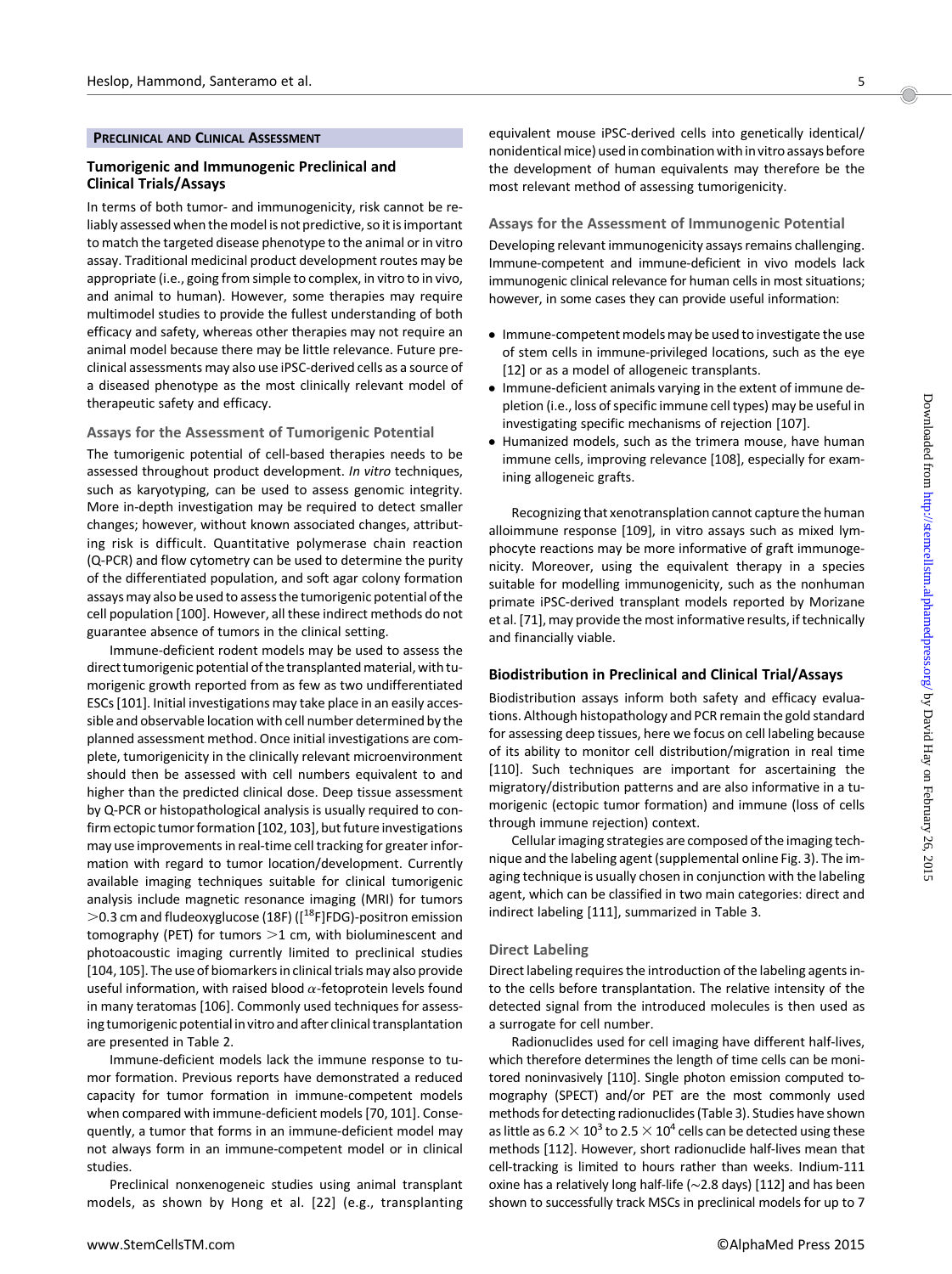## PRECLINICAL AND CLINICAL ASSESSMENT

### Tumorigenic and Immunogenic Preclinical and Clinical Trials/Assays

In terms of both tumor- and immunogenicity, risk cannot be reliably assessed when the model is not predictive, so it is important to match the targeted disease phenotype to the animal or in vitro assay. Traditional medicinal product development routes may be appropriate (i.e., going from simple to complex, in vitro to in vivo, and animal to human). However, some therapies may require multimodel studies to provide the fullest understanding of both efficacy and safety, whereas other therapies may not require an animal model because there may be little relevance. Future preclinical assessments may also use iPSC-derived cells as a source of a diseased phenotype as the most clinically relevant model of therapeutic safety and efficacy.

#### Assays for the Assessment of Tumorigenic Potential

The tumorigenic potential of cell-based therapies needs to be assessed throughout product development. *In vitro* techniques, such as karyotyping, can be used to assess genomic integrity. More in-depth investigation may be required to detect smaller changes; however, without known associated changes, attributing risk is difficult. Quantitative polymerase chain reaction (Q-PCR) and flow cytometry can be used to determine the purity of the differentiated population, and soft agar colony formation assays may also be used to assess the tumorigenic potential of the cell population [100]. However, all these indirect methods do not guarantee absence of tumors in the clinical setting.

Immune-deficient rodent models may be used to assess the direct tumorigenic potential of the transplanted material, with tumorigenic growth reported from as few as two undifferentiated ESCs [101]. Initial investigations may take place in an easily accessible and observable location with cell number determined by the planned assessment method. Once initial investigations are complete, tumorigenicity in the clinically relevant microenvironment should then be assessed with cell numbers equivalent to and higher than the predicted clinical dose. Deep tissue assessment by Q-PCR or histopathological analysis is usually required to confirm ectopic tumor formation [102, 103], but future investigations may use improvements in real-time cell tracking for greater information with regard to tumor location/development. Currently available imaging techniques suitable for clinical tumorigenic analysis include magnetic resonance imaging (MRI) for tumors >0.3 cm and fludeoxyglucose (18F) ([$^{18}$F]FDG)-positron emission tomography (PET) for tumors >1 cm, with bioluminescent and photoacoustic imaging currently limited to preclinical studies [104, 105]. The use of biomarkers in clinical trials may also provide useful information, with raised blood $\alpha$-fetoprotein levels found in many teratomas [106]. Commonly used techniques for assessing tumorigenic potential in vitro and after clinical transplantation are presented in Table 2.

Immune-deficient models lack the immune response to tumor formation. Previous reports have demonstrated a reduced capacity for tumor formation in immune-competent models when compared with immune-deficient models [70, 101]. Consequently, a tumor that forms in an immune-deficient model may not always form in an immune-competent model or in clinical studies.

Preclinical nonxenogeneic studies using animal transplant models, as shown by Hong et al. [22] (e.g., transplanting equivalent mouse iPSC-derived cells into genetically identical/nonidentical mice) used in combination with in vitro assays before the development of human equivalents may therefore be the most relevant method of assessing tumorigenicity.

#### Assays for the Assessment of Immunogenic Potential

Developing relevant immunogenicity assays remains challenging. Immune-competent and immune-deficient in vivo models lack immunogenic clinical relevance for human cells in most situations; however, in some cases they can provide useful information:

- Immune-competent models may be used to investigate the use of stem cells in immune-privileged locations, such as the eye [12] or as a model of allogeneic transplants.
- Immune-deficient animals varying in the extent of immune depletion (i.e., loss of specific immune cell types) may be useful in investigating specific mechanisms of rejection [107].
- Humanized models, such as the trimera mouse, have human immune cells, improving relevance [108], especially for examining allogeneic grafts.

Recognizing that xenotransplation cannot capture the human alloimmune response [109], in vitro assays such as mixed lymphocyte reactions may be more informative of graft immunogenicity. Moreover, using the equivalent therapy in a species suitable for modelling immunogenicity, such as the nonhuman primate iPSC-derived transplant models reported by Morizane et al. [71], may provide the most informative results, if technically and financially viable.

### Biodistribution in Preclinical and Clinical Trial/Assays

Biodistribution assays inform both safety and efficacy evaluations. Although histopathology and PCR remain the gold standard for assessing deep tissues, here we focus on cell labeling because of its ability to monitor cell distribution/migration in real time [110]. Such techniques are important for ascertaining the migratory/distribution patterns and are also informative in a tumorigenic (ectopic tumor formation) and immune (loss of cells through immune rejection) context.

Cellular imaging strategies are composed of the imaging technique and the labeling agent (supplemental online Fig. 3). The imaging technique is usually chosen in conjunction with the labeling agent, which can be classified in two main categories: direct and indirect labeling [111], summarized in Table 3.

#### Direct Labeling

Direct labeling requires the introduction of the labeling agents into the cells before transplantation. The relative intensity of the detected signal from the introduced molecules is then used as a surrogate for cell number.

Radionuclides used for cell imaging have different half-lives, which therefore determines the length of time cells can be monitored noninvasively [110]. Single photon emission computed tomography (SPECT) and/or PET are the most commonly used methods for detecting radionuclides (Table 3). Studies have shown as little as $6.2 \times 10^3$ to $2.5 \times 10^4$ cells can be detected using these methods [112]. However, short radionuclide half-lives mean that cell-tracking is limited to hours rather than weeks. Indium-111 oxine has a relatively long half-life (~2.8 days) [112] and has been shown to successfully track MSCs in preclinical models for up to 7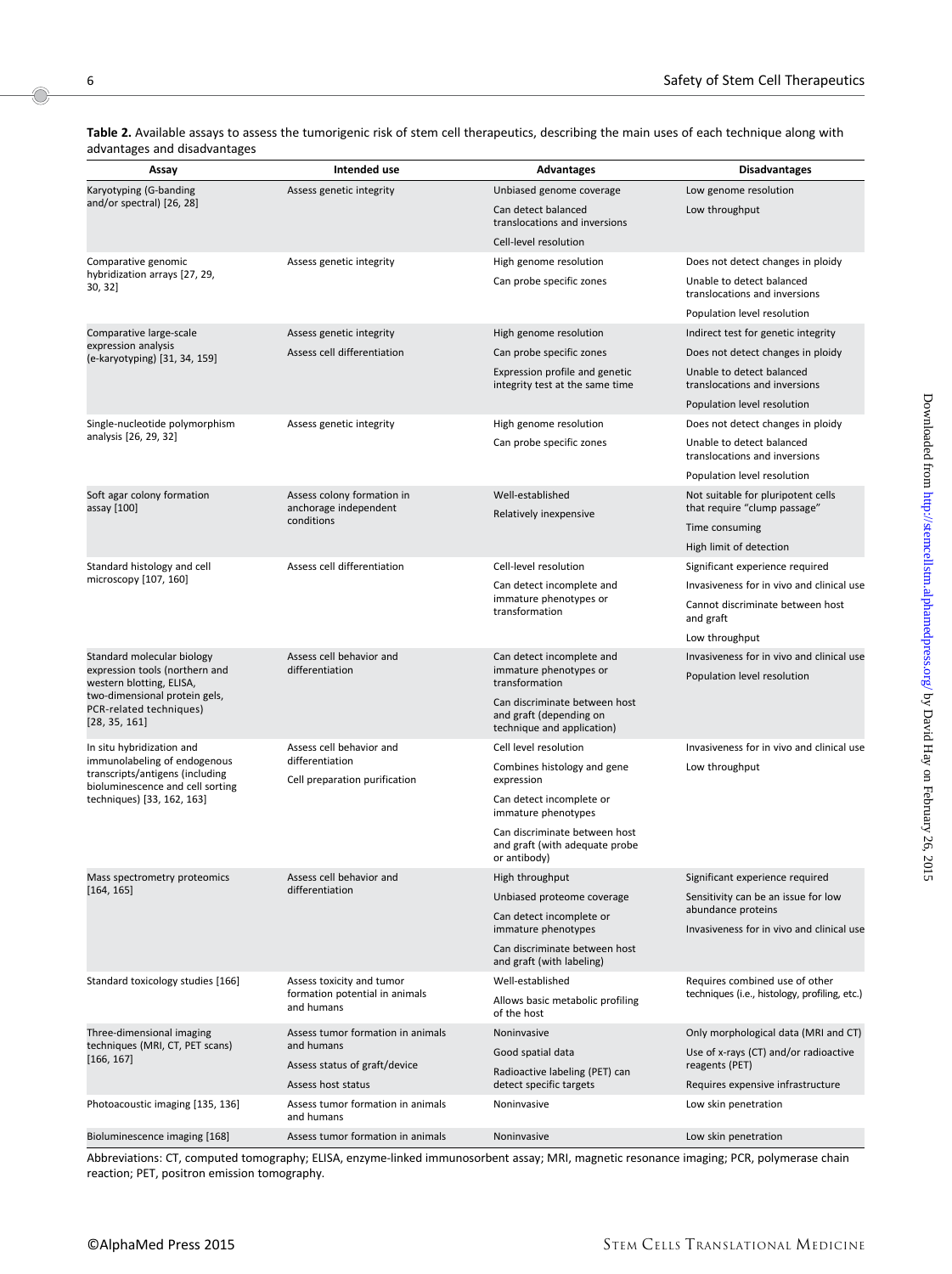**Table 2.** Available assays to assess the tumorigenic risk of stem cell therapeutics, describing the main uses of each technique along with advantages and disadvantages

| Assay | Intended use | Advantages | Disadvantages |
|---|---|---|---|
| Karyotyping (G-banding and/or spectral) [26, 28] | Assess genetic integrity | Unbiased genome coverage<br>Can detect balanced translocations and inversions<br>Cell-level resolution | Low genome resolution<br>Low throughput |
| Comparative genomic hybridization arrays [27, 29, 30, 32] | Assess genetic integrity | High genome resolution<br>Can probe specific zones | Does not detect changes in ploidy<br>Unable to detect balanced translocations and inversions<br>Population level resolution |
| Comparative large-scale expression analysis (e-karyotyping) [31, 34, 159] | Assess genetic integrity<br>Assess cell differentiation | High genome resolution<br>Can probe specific zones<br>Expression profile and genetic integrity test at the same time | Indirect test for genetic integrity<br>Does not detect changes in ploidy<br>Unable to detect balanced translocations and inversions<br>Population level resolution |
| Single-nucleotide polymorphism analysis [26, 29, 32] | Assess genetic integrity | High genome resolution<br>Can probe specific zones | Does not detect changes in ploidy<br>Unable to detect balanced translocations and inversions<br>Population level resolution |
| Soft agar colony formation assay [100] | Assess colony formation in anchorage independent conditions | Well-established<br>Relatively inexpensive | Not suitable for pluripotent cells that require "clump passage"<br>Time consuming<br>High limit of detection |
| Standard histology and cell microscopy [107, 160] | Assess cell differentiation | Cell-level resolution<br>Can detect incomplete and immature phenotypes or transformation | Significant experience required<br>Invasiveness for in vivo and clinical use<br>Cannot discriminate between host and graft<br>Low throughput |
| Standard molecular biology expression tools (northern and western blotting, ELISA, two-dimensional protein gels, PCR-related techniques) [28, 35, 161] | Assess cell behavior and differentiation | Can detect incomplete and immature phenotypes or transformation<br>Can discriminate between host and graft (depending on technique and application) | Invasiveness for in vivo and clinical use<br>Population level resolution |
| In situ hybridization and immunolabeling of endogenous transcripts/antigens (including bioluminescence and cell sorting techniques) [33, 162, 163] | Assess cell behavior and differentiation<br>Cell preparation purification | Cell level resolution<br>Combines histology and gene expression<br>Can detect incomplete or immature phenotypes<br>Can discriminate between host and graft (with adequate probe or antibody) | Invasiveness for in vivo and clinical use<br>Low throughput |
| Mass spectrometry proteomics [164, 165] | Assess cell behavior and differentiation | High throughput<br>Unbiased proteome coverage<br>Can detect incomplete or immature phenotypes<br>Can discriminate between host and graft (with labeling) | Significant experience required<br>Sensitivity can be an issue for low abundance proteins<br>Invasiveness for in vivo and clinical use |
| Standard toxicology studies [166] | Assess toxicity and tumor formation potential in animals and humans | Well-established<br>Allows basic metabolic profiling of the host | Requires combined use of other techniques (i.e., histology, profiling, etc.) |
| Three-dimensional imaging techniques (MRI, CT, PET scans) [166, 167] | Assess tumor formation in animals and humans<br>Assess status of graft/device<br>Assess host status | Noninvasive<br>Good spatial data<br>Radioactive labeling (PET) can detect specific targets | Only morphological data (MRI and CT)<br>Use of x-rays (CT) and/or radioactive reagents (PET)<br>Requires expensive infrastructure |
| Photoacoustic imaging [135, 136] | Assess tumor formation in animals and humans | Noninvasive | Low skin penetration |
| Bioluminescence imaging [168] | Assess tumor formation in animals | Noninvasive | Low skin penetration |

Abbreviations: CT, computed tomography; ELISA, enzyme-linked immunosorbent assay; MRI, magnetic resonance imaging; PCR, polymerase chain reaction; PET, positron emission tomography.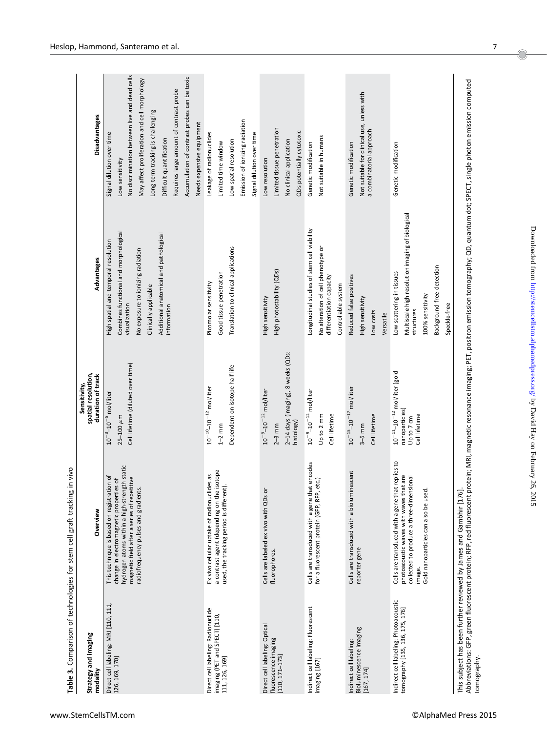**Table 3.** Comparison of technologies for stem cell graft tracking in vivo

| Strategy and imaging modality | Overview | Sensitivity, spatial resolution, duration of track | Advantages | Disadvantages |
|---|---|---|---|---|
| Direct cell labeling: MRI [110, 111, 126, 169, 170] | This technique is based on registration of change in electromagnetic properties of hydrogen atoms within a high-strength static magnetic field after a series of repetitive radiofrequency pulses and gradients. | $10^{-3}$–$10^{-5}$ mol/liter<br>25–100 $\mu$m<br>Cell lifetime (diluted over time) | High spatial and temporal resolution<br>Combines functional and morphological visualization<br>No exposure to ionizing radiation<br>Clinically applicable<br>Additional anatomical and pathological information | Signal dilution over time<br>Low sensitivity<br>No discrimination between live and dead cells<br>May affect proliferation and cell morphology<br>Long-term tracking is challenging<br>Difficult quantification<br>Requires large amount of contrast probe<br>Accumulation of contrast probes can be toxic<br>Needs expensive equipment |
| Direct cell labeling: Radionuclide imaging (PET and SPECT) [110, 111, 126, 169] | Ex vivo cellular uptake of radionuclides as a contrast agent (depending on the isotope used, the tracking period is different). | $10^{-10}$–$10^{-12}$ mol/liter<br>1–2 mm<br>Dependent on isotope half life | Picomolar sensitivity<br>Good tissue penetration<br>Translation to clinical applications | Leakage of radionuclides<br>Limited time window<br>Low spatial resolution<br>Emission of ionizing radiation<br>Signal dilution over time |
| Direct cell labeling: Optical fluorescence imaging [110, 171–173] | Cells are labeled ex vivo with QDs or fluorophores. | $10^{-9}$–$10^{-12}$ mol/liter<br>2–3 mm<br>2–14 days (imaging), 8 weeks (QDs: histology) | High sensitivity<br>High photostability (QDs) | Low resolution<br>Limited tissue penetration<br>No clinical application<br>QDs potentially cytotoxic |
| Indirect cell labeling: Fluorescent imaging [167] | Cells are transduced with a gene that encodes for a fluorescent protein (GFP, RFP, etc.) | $10^{-9}$–$10^{-12}$ mol/liter<br>Up to 2 mm<br>Cell lifetime | Longitudinal studies of stem cell viability<br>No alteration of cell phenotype or differentiation capacity<br>Controllable system | Genetic modification<br>Not suitable in humans |
| Indirect cell labeling: Bioluminescence imaging [167, 174] | Cells are transduced with a bioluminescent reporter gene | $10^{-15}$–$10^{-17}$ mol/liter<br>3–5 mm<br>Cell lifetime | Reduced false positives<br>High sensitivity<br>Low costs<br>Versatile | Genetic modification<br>Not suitable for clinical use, unless with a combinatorial approach |
| Indirect cell labeling: Photoacoustic tomography [135, 136, 175, 176] | Cells are transduced with a gene that replies to photoacoustic waves with waves that are collected to produce a three-dimensional image.<br>Gold nanoparticles can also be used. | $10^{-11}$–$10^{-12}$ mol/liter (gold nanoparticles)<br>Up to 7 cm<br>Cell lifetime | Low scattering in tissues<br>Multiscale high resolution imaging of biological structures<br>100% sensitivity<br>Background-free detection<br>Speckle-free | Genetic modification |

This subject has been further reviewed by James and Gambhir [176].
Abbreviations: GFP, green fluorescent protein; RFP, red fluorescent protein; MRI, magnetic resonance imaging; PET, positron emission tomography; QD, quantum dot; SPECT, single photon emission computed tomography.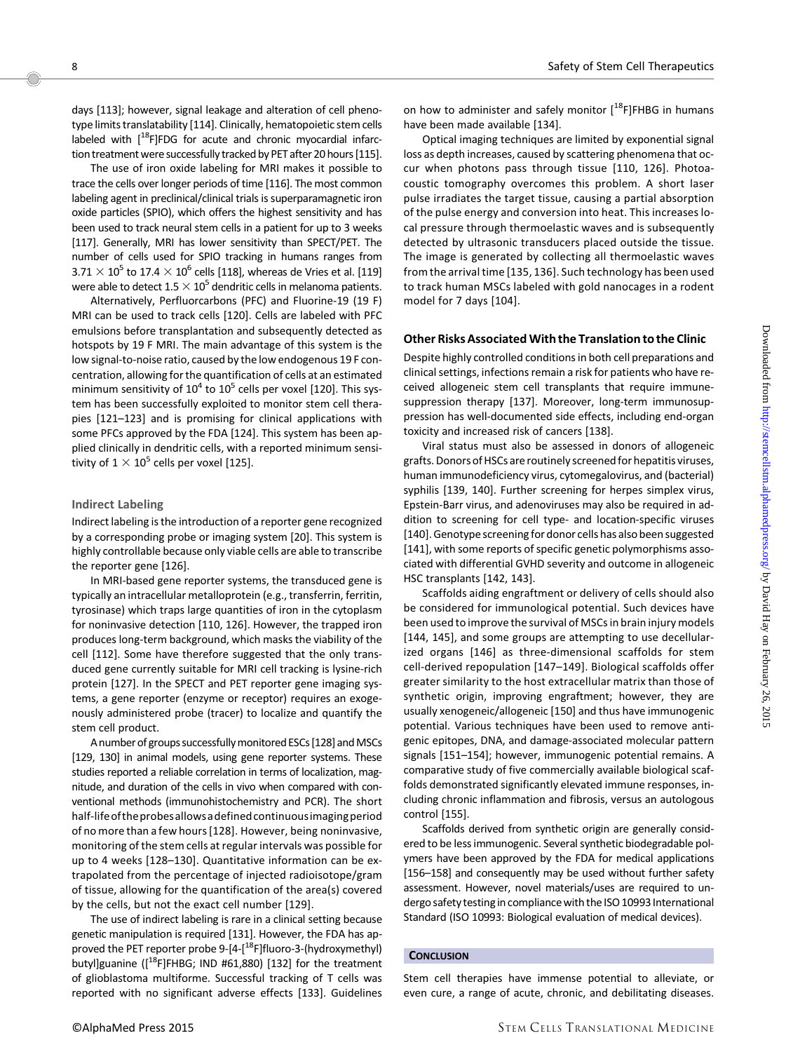days [113]; however, signal leakage and alteration of cell phenotype limits translatability [114]. Clinically, hematopoietic stem cells labeled with [$^{18}$F]FDG for acute and chronic myocardial infarction treatment were successfully tracked by PET after 20 hours [115].

The use of iron oxide labeling for MRI makes it possible to trace the cells over longer periods of time [116]. The most common labeling agent in preclinical/clinical trials is superparamagnetic iron oxide particles (SPIO), which offers the highest sensitivity and has been used to track neural stem cells in a patient for up to 3 weeks [117]. Generally, MRI has lower sensitivity than SPECT/PET. The number of cells used for SPIO tracking in humans ranges from $3.71 \times 10^5$ to $17.4 \times 10^6$ cells [118], whereas de Vries et al. [119] were able to detect $1.5 \times 10^5$ dendritic cells in melanoma patients.

Alternatively, Perfluorcarbons (PFC) and Fluorine-19 (19 F) MRI can be used to track cells [120]. Cells are labeled with PFC emulsions before transplantation and subsequently detected as hotspots by 19 F MRI. The main advantage of this system is the low signal-to-noise ratio, caused by the low endogenous 19 F concentration, allowing for the quantification of cells at an estimated minimum sensitivity of $10^4$ to $10^5$ cells per voxel [120]. This system has been successfully exploited to monitor stem cell therapies [121–123] and is promising for clinical applications with some PFCs approved by the FDA [124]. This system has been applied clinically in dendritic cells, with a reported minimum sensitivity of $1 \times 10^5$ cells per voxel [125].

### Indirect Labeling

Indirect labeling is the introduction of a reporter gene recognized by a corresponding probe or imaging system [20]. This system is highly controllable because only viable cells are able to transcribe the reporter gene [126].

In MRI-based gene reporter systems, the transduced gene is typically an intracellular metalloprotein (e.g., transferrin, ferritin, tyrosinase) which traps large quantities of iron in the cytoplasm for noninvasive detection [110, 126]. However, the trapped iron produces long-term background, which masks the viability of the cell [112]. Some have therefore suggested that the only transduced gene currently suitable for MRI cell tracking is lysine-rich protein [127]. In the SPECT and PET reporter gene imaging systems, a gene reporter (enzyme or receptor) requires an exogenously administered probe (tracer) to localize and quantify the stem cell product.

A number of groups successfully monitored ESCs [128] and MSCs [129, 130] in animal models, using gene reporter systems. These studies reported a reliable correlation in terms of localization, magnitude, and duration of the cells in vivo when compared with conventional methods (immunohistochemistry and PCR). The short half-life of the probes allows a defined continuous imaging period of no more than a few hours [128]. However, being noninvasive, monitoring of the stem cells at regular intervals was possible for up to 4 weeks [128–130]. Quantitative information can be extrapolated from the percentage of injected radioisotope/gram of tissue, allowing for the quantification of the area(s) covered by the cells, but not the exact cell number [129].

The use of indirect labeling is rare in a clinical setting because genetic manipulation is required [131]. However, the FDA has approved the PET reporter probe 9-[4-[$^{18}$F]fluoro-3-(hydroxymethyl) butyl]guanine ([$^{18}$F]FHBG; IND #61,880) [132] for the treatment of glioblastoma multiforme. Successful tracking of T cells was reported with no significant adverse effects [133]. Guidelines on how to administer and safely monitor [$^{18}$F]FHBG in humans have been made available [134].

Optical imaging techniques are limited by exponential signal loss as depth increases, caused by scattering phenomena that occur when photons pass through tissue [110, 126]. Photoacoustic tomography overcomes this problem. A short laser pulse irradiates the target tissue, causing a partial absorption of the pulse energy and conversion into heat. This increases local pressure through thermoelastic waves and is subsequently detected by ultrasonic transducers placed outside the tissue. The image is generated by collecting all thermoelastic waves from the arrival time [135, 136]. Such technology has been used to track human MSCs labeled with gold nanocages in a rodent model for 7 days [104].

### Other Risks Associated With the Translation to the Clinic

Despite highly controlled conditions in both cell preparations and clinical settings, infections remain a risk for patients who have received allogeneic stem cell transplants that require immunesuppression therapy [137]. Moreover, long-term immunosuppression has well-documented side effects, including end-organ toxicity and increased risk of cancers [138].

Viral status must also be assessed in donors of allogeneic grafts. Donors of HSCs are routinely screened for hepatitis viruses, human immunodeficiency virus, cytomegalovirus, and (bacterial) syphilis [139, 140]. Further screening for herpes simplex virus, Epstein-Barr virus, and adenoviruses may also be required in addition to screening for cell type- and location-specific viruses [140]. Genotype screening for donor cells has also been suggested [141], with some reports of specific genetic polymorphisms associated with differential GVHD severity and outcome in allogeneic HSC transplants [142, 143].

Scaffolds aiding engraftment or delivery of cells should also be considered for immunological potential. Such devices have been used to improve the survival of MSCs in brain injury models [144, 145], and some groups are attempting to use decellularized organs [146] as three-dimensional scaffolds for stem cell-derived repopulation [147–149]. Biological scaffolds offer greater similarity to the host extracellular matrix than those of synthetic origin, improving engraftment; however, they are usually xenogeneic/allogeneic [150] and thus have immunogenic potential. Various techniques have been used to remove antigenic epitopes, DNA, and damage-associated molecular pattern signals [151–154]; however, immunogenic potential remains. A comparative study of five commercially available biological scaffolds demonstrated significantly elevated immune responses, including chronic inflammation and fibrosis, versus an autologous control [155].

Scaffolds derived from synthetic origin are generally considered to be less immunogenic. Several synthetic biodegradable polymers have been approved by the FDA for medical applications [156–158] and consequently may be used without further safety assessment. However, novel materials/uses are required to undergo safety testing in compliance with the ISO 10993 International Standard (ISO 10993: Biological evaluation of medical devices).

## CONCLUSION

Stem cell therapies have immense potential to alleviate, or even cure, a range of acute, chronic, and debilitating diseases.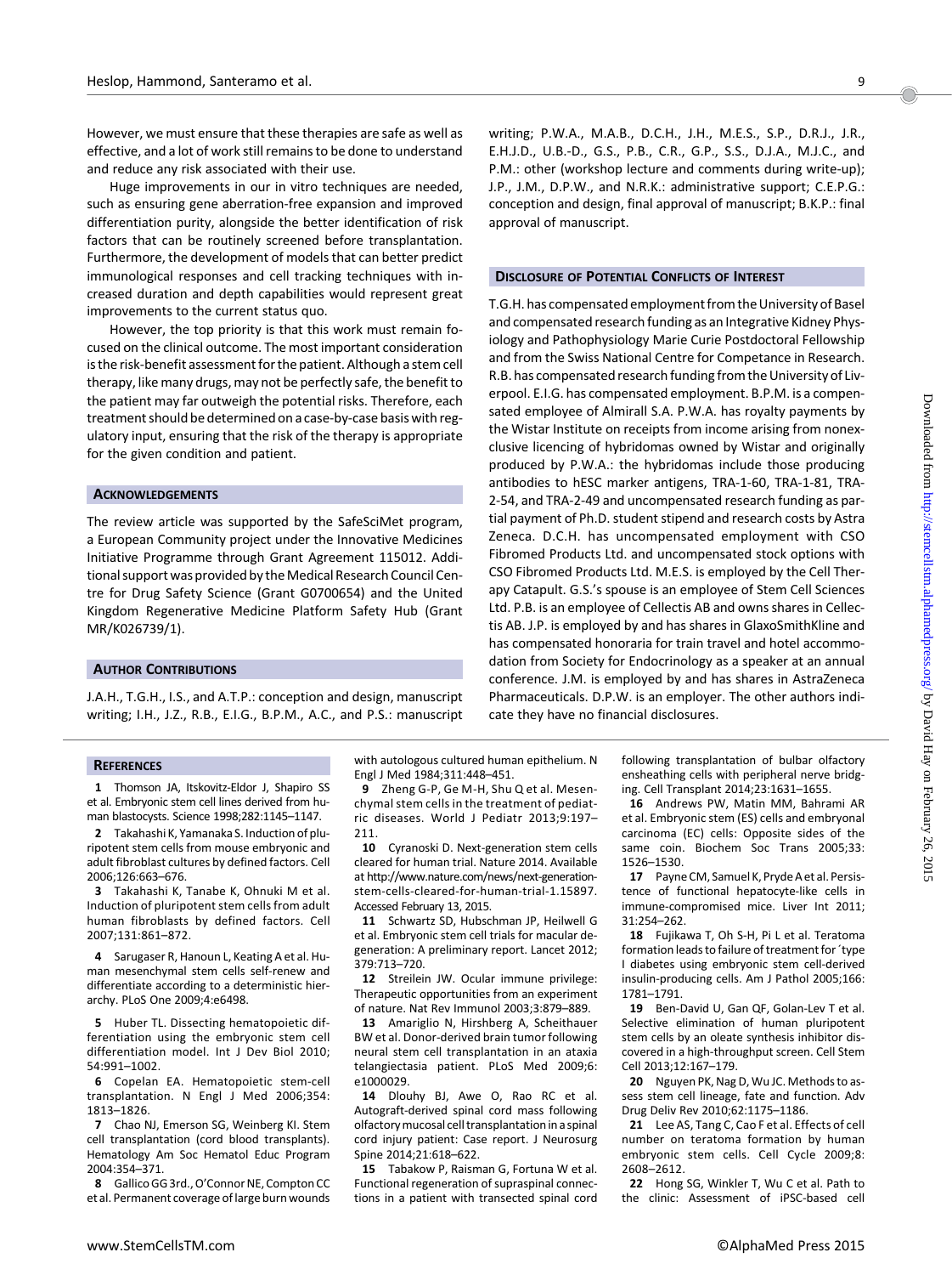However, we must ensure that these therapies are safe as well as effective, and a lot of work still remains to be done to understand and reduce any risk associated with their use.

Huge improvements in our in vitro techniques are needed, such as ensuring gene aberration-free expansion and improved differentiation purity, alongside the better identification of risk factors that can be routinely screened before transplantation. Furthermore, the development of models that can better predict immunological responses and cell tracking techniques with increased duration and depth capabilities would represent great improvements to the current status quo.

However, the top priority is that this work must remain focused on the clinical outcome. The most important consideration is the risk-benefit assessment for the patient. Although a stem cell therapy, like many drugs, may not be perfectly safe, the benefit to the patient may far outweigh the potential risks. Therefore, each treatment should be determined on a case-by-case basis with regulatory input, ensuring that the risk of the therapy is appropriate for the given condition and patient.

## Acknowledgements

The review article was supported by the SafeSciMet program, a European Community project under the Innovative Medicines Initiative Programme through Grant Agreement 115012. Additional support was provided by the Medical Research Council Centre for Drug Safety Science (Grant G0700654) and the United Kingdom Regenerative Medicine Platform Safety Hub (Grant MR/K026739/1).

## Author Contributions

J.A.H., T.G.H., I.S., and A.T.P.: conception and design, manuscript writing; I.H., J.Z., R.B., E.I.G., B.P.M., A.C., and P.S.: manuscript writing; P.W.A., M.A.B., D.C.H., J.H., M.E.S., S.P., D.R.J., J.R., E.H.J.D., U.B.-D., G.S., P.B., C.R., G.P., S.S., D.J.A., M.J.C., and P.M.: other (workshop lecture and comments during write-up); J.P., J.M., D.P.W., and N.R.K.: administrative support; C.E.P.G.: conception and design, final approval of manuscript; B.K.P.: final approval of manuscript.

## Disclosure of Potential Conflicts of Interest

T.G.H. has compensated employment from the University of Basel and compensated research funding as an Integrative Kidney Physiology and Pathophysiology Marie Curie Postdoctoral Fellowship and from the Swiss National Centre for Competance in Research. R.B. has compensated research funding from the University of Liverpool. E.I.G. has compensated employment. B.P.M. is a compensated employee of Almirall S.A. P.W.A. has royalty payments by the Wistar Institute on receipts from income arising from nonexclusive licencing of hybridomas owned by Wistar and originally produced by P.W.A.: the hybridomas include those producing antibodies to hESC marker antigens, TRA-1-60, TRA-1-81, TRA-2-54, and TRA-2-49 and uncompensated research funding as partial payment of Ph.D. student stipend and research costs by Astra Zeneca. D.C.H. has uncompensated employment with CSO Fibromed Products Ltd. and uncompensated stock options with CSO Fibromed Products Ltd. M.E.S. is employed by the Cell Therapy Catapult. G.S.'s spouse is an employee of Stem Cell Sciences Ltd. P.B. is an employee of Cellectis AB and owns shares in Cellectis AB. J.P. is employed by and has shares in GlaxoSmithKline and has compensated honoraria for train travel and hotel accommodation from Society for Endocrinology as a speaker at an annual conference. J.M. is employed by and has shares in AstraZeneca Pharmaceuticals. D.P.W. is an employer. The other authors indicate they have no financial disclosures.

## References

1 Thomson JA, Itskovitz-Eldor J, Shapiro SS et al. Embryonic stem cell lines derived from human blastocysts. Science 1998;282:1145–1147.

2 Takahashi K, Yamanaka S. Induction of pluripotent stem cells from mouse embryonic and adult fibroblast cultures by defined factors. Cell 2006;126:663–676.

3 Takahashi K, Tanabe K, Ohnuki M et al. Induction of pluripotent stem cells from adult human fibroblasts by defined factors. Cell 2007;131:861–872.

4 Sarugaser R, Hanoun L, Keating A et al. Human mesenchymal stem cells self-renew and differentiate according to a deterministic hierarchy. PLoS One 2009;4:e6498.

5 Huber TL. Dissecting hematopoietic differentiation using the embryonic stem cell differentiation model. Int J Dev Biol 2010; 54:991–1002.

6 Copelan EA. Hematopoietic stem-cell transplantation. N Engl J Med 2006;354: 1813–1826.

7 Chao NJ, Emerson SG, Weinberg KI. Stem cell transplantation (cord blood transplants). Hematology Am Soc Hematol Educ Program 2004:354–371.

8 Gallico GG 3rd., O'Connor NE, Compton CC et al. Permanent coverage of large burn wounds with autologous cultured human epithelium. N Engl J Med 1984;311:448–451.

9 Zheng G-P, Ge M-H, Shu Q et al. Mesenchymal stem cells in the treatment of pediatric diseases. World J Pediatr 2013;9:197–211.

10 Cyranoski D. Next-generation stem cells cleared for human trial. Nature 2014. Available at http://www.nature.com/news/next-generation-stem-cells-cleared-for-human-trial-1.15897. Accessed February 13, 2015.

11 Schwartz SD, Hubschman JP, Heilwell G et al. Embryonic stem cell trials for macular degeneration: A preliminary report. Lancet 2012; 379:713–720.

12 Streilein JW. Ocular immune privilege: Therapeutic opportunities from an experiment of nature. Nat Rev Immunol 2003;3:879–889.

13 Amariglio N, Hirshberg A, Scheithauer BW et al. Donor-derived brain tumor following neural stem cell transplantation in an ataxia telangiectasia patient. PLoS Med 2009;6: e1000029.

14 Dlouhy BJ, Awe O, Rao RC et al. Autograft-derived spinal cord mass following olfactory mucosal cell transplantation in a spinal cord injury patient: Case report. J Neurosurg Spine 2014;21:618–622.

15 Tabakow P, Raisman G, Fortuna W et al. Functional regeneration of supraspinal connections in a patient with transected spinal cord following transplantation of bulbar olfactory ensheathing cells with peripheral nerve bridging. Cell Transplant 2014;23:1631–1655.

16 Andrews PW, Matin MM, Bahrami AR et al. Embryonic stem (ES) cells and embryonal carcinoma (EC) cells: Opposite sides of the same coin. Biochem Soc Trans 2005;33: 1526–1530.

17 Payne CM, Samuel K, Pryde A et al. Persistence of functional hepatocyte-like cells in immune-compromised mice. Liver Int 2011; 31:254–262.

18 Fujikawa T, Oh S-H, Pi L et al. Teratoma formation leads to failure of treatment for ´type I diabetes using embryonic stem cell-derived insulin-producing cells. Am J Pathol 2005;166: 1781–1791.

19 Ben-David U, Gan QF, Golan-Lev T et al. Selective elimination of human pluripotent stem cells by an oleate synthesis inhibitor discovered in a high-throughput screen. Cell Stem Cell 2013;12:167–179.

20 Nguyen PK, Nag D, Wu JC. Methods to assess stem cell lineage, fate and function. Adv Drug Deliv Rev 2010;62:1175–1186.

21 Lee AS, Tang C, Cao F et al. Effects of cell number on teratoma formation by human embryonic stem cells. Cell Cycle 2009;8: 2608–2612.

22 Hong SG, Winkler T, Wu C et al. Path to the clinic: Assessment of iPSC-based cell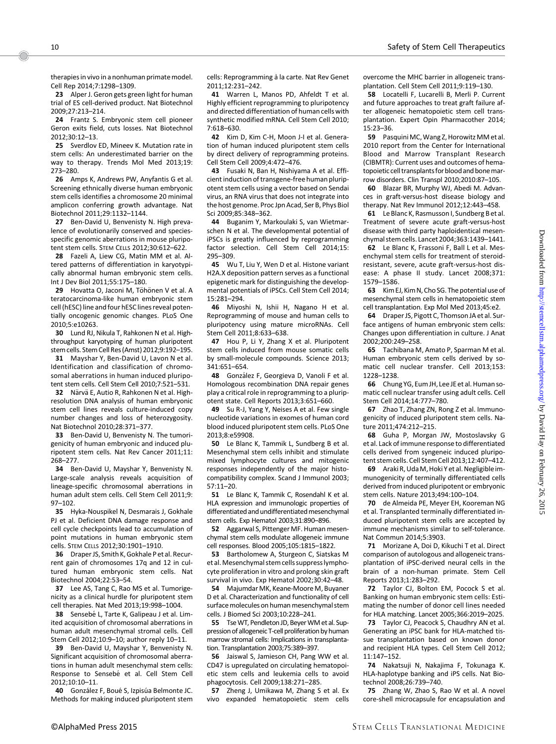therapies in vivo in a nonhuman primate model. Cell Rep 2014;7:1298–1309.

**23** Alper J. Geron gets green light for human trial of ES cell-derived product. Nat Biotechnol 2009;27:213–214.

**24** Frantz S. Embryonic stem cell pioneer Geron exits field, cuts losses. Nat Biotechnol 2012;30:12–13.

**25** Sverdlov ED, Mineev K. Mutation rate in stem cells: An underestimated barrier on the way to therapy. Trends Mol Med 2013;19: 273–280.

**26** Amps K, Andrews PW, Anyfantis G et al. Screening ethnically diverse human embryonic stem cells identifies a chromosome 20 minimal amplicon conferring growth advantage. Nat Biotechnol 2011;29:1132–1144.

**27** Ben-David U, Benvenisty N. High prevalence of evolutionarily conserved and species-specific genomic aberrations in mouse pluripotent stem cells. STEM CELLS 2012;30:612–622.

**28** Fazeli A, Liew CG, Matin MM et al. Altered patterns of differentiation in karyotypically abnormal human embryonic stem cells. Int J Dev Biol 2011;55:175–180.

**29** Hovatta O, Jaconi M, Töhönen V et al. A teratocarcinoma-like human embryonic stem cell (hESC) line and four hESC lines reveal potentially oncogenic genomic changes. PLoS One 2010;5:e10263.

**30** Lund RJ, Nikula T, Rahkonen N et al. High-throughput karyotyping of human pluripotent stem cells. Stem Cell Res (Amst) 2012;9:192–195.

**31** Mayshar Y, Ben-David U, Lavon N et al. Identification and classification of chromosomal aberrations in human induced pluripotent stem cells. Cell Stem Cell 2010;7:521–531.

**32** Närvä E, Autio R, Rahkonen N et al. High-resolution DNA analysis of human embryonic stem cell lines reveals culture-induced copy number changes and loss of heterozygosity. Nat Biotechnol 2010;28:371–377.

**33** Ben-David U, Benvenisty N. The tumorigenicity of human embryonic and induced pluripotent stem cells. Nat Rev Cancer 2011;11: 268–277.

**34** Ben-David U, Mayshar Y, Benvenisty N. Large-scale analysis reveals acquisition of lineage-specific chromosomal aberrations in human adult stem cells. Cell Stem Cell 2011;9: 97–102.

**35** Hyka-Nouspikel N, Desmarais J, Gokhale PJ et al. Deficient DNA damage response and cell cycle checkpoints lead to accumulation of point mutations in human embryonic stem cells. STEM CELLS 2012;30:1901–1910.

**36** Draper JS, Smith K, Gokhale P et al. Recurrent gain of chromosomes 17q and 12 in cultured human embryonic stem cells. Nat Biotechnol 2004;22:53–54.

**37** Lee AS, Tang C, Rao MS et al. Tumorigenicity as a clinical hurdle for pluripotent stem cell therapies. Nat Med 2013;19:998–1004.

**38** Sensebé L, Tarte K, Galipeau J et al. Limited acquisition of chromosomal aberrations in human adult mesenchymal stromal cells. Cell Stem Cell 2012;10:9–10; author reply 10–11.

**39** Ben-David U, Mayshar Y, Benvenisty N. Significant acquisition of chromosomal aberrations in human adult mesenchymal stem cells: Response to Sensebé et al. Cell Stem Cell 2012;10:10–11.

**40** González F, Boué S, Izpisúa Belmonte JC. Methods for making induced pluripotent stem cells: Reprogramming à la carte. Nat Rev Genet 2011;12:231–242.

**41** Warren L, Manos PD, Ahfeldt T et al. Highly efficient reprogramming to pluripotency and directed differentiation of human cells with synthetic modified mRNA. Cell Stem Cell 2010; 7:618–630.

**42** Kim D, Kim C-H, Moon J-I et al. Generation of human induced pluripotent stem cells by direct delivery of reprogramming proteins. Cell Stem Cell 2009;4:472–476.

**43** Fusaki N, Ban H, Nishiyama A et al. Efficient induction of transgene-free human pluripotent stem cells using a vector based on Sendai virus, an RNA virus that does not integrate into the host genome. Proc Jpn Acad, Ser B, Phys Biol Sci 2009;85:348–362.

**44** Buganim Y, Markoulaki S, van Wietmarschen N et al. The developmental potential of iPSCs is greatly influenced by reprogramming factor selection. Cell Stem Cell 2014;15: 295–309.

**45** Wu T, Liu Y, Wen D et al. Histone variant H2A.X deposition pattern serves as a functional epigenetic mark for distinguishing the developmental potentials of iPSCs. Cell Stem Cell 2014; 15:281–294.

**46** Miyoshi N, Ishii H, Nagano H et al. Reprogramming of mouse and human cells to pluripotency using mature microRNAs. Cell Stem Cell 2011;8:633–638.

**47** Hou P, Li Y, Zhang X et al. Pluripotent stem cells induced from mouse somatic cells by small-molecule compounds. Science 2013; 341:651–654.

**48** González F, Georgieva D, Vanoli F et al. Homologous recombination DNA repair genes play a critical role in reprogramming to a pluripotent state. Cell Reports 2013;3:651–660.

**49** Su R-J, Yang Y, Neises A et al. Few single nucleotide variations in exomes of human cord blood induced pluripotent stem cells. PLoS One 2013;8:e59908.

**50** Le Blanc K, Tammik L, Sundberg B et al. Mesenchymal stem cells inhibit and stimulate mixed lymphocyte cultures and mitogenic responses independently of the major histocompatibility complex. Scand J Immunol 2003; 57:11–20.

**51** Le Blanc K, Tammik C, Rosendahl K et al. HLA expression and immunologic properties of differentiated and undifferentiated mesenchymal stem cells. Exp Hematol 2003;31:890–896.

**52** Aggarwal S, Pittenger MF. Human mesenchymal stem cells modulate allogeneic immune cell responses. Blood 2005;105:1815–1822.

**53** Bartholomew A, Sturgeon C, Siatskas M et al. Mesenchymal stem cells suppress lymphocyte proliferation in vitro and prolong skin graft survival in vivo. Exp Hematol 2002;30:42–48.

**54** Majumdar MK, Keane-Moore M, Buyaner D et al. Characterization and functionality of cell surface molecules on human mesenchymal stem cells. J Biomed Sci 2003;10:228–241.

**55** Tse WT, Pendleton JD, Beyer WM et al. Suppression of allogeneic T-cell proliferation by human marrow stromal cells: Implications in transplantation. Transplantation 2003;75:389–397.

**56** Jaiswal S, Jamieson CH, Pang WW et al. CD47 is upregulated on circulating hematopoietic stem cells and leukemia cells to avoid phagocytosis. Cell 2009;138:271–285.

**57** Zheng J, Umikawa M, Zhang S et al. Ex vivo expanded hematopoietic stem cells overcome the MHC barrier in allogeneic transplantation. Cell Stem Cell 2011;9:119–130.

**58** Locatelli F, Lucarelli B, Merli P. Current and future approaches to treat graft failure after allogeneic hematopoietic stem cell transplantation. Expert Opin Pharmacother 2014; 15:23–36.

**59** Pasquini MC, Wang Z, Horowitz MM et al. 2010 report from the Center for International Blood and Marrow Transplant Research (CIBMTR): Current uses and outcomes of hematopoietic cell transplants for blood and bone marrow disorders. Clin Transpl 2010;2010:87–105.

**60** Blazar BR, Murphy WJ, Abedi M. Advances in graft-versus-host disease biology and therapy. Nat Rev Immunol 2012;12:443–458.

**61** Le Blanc K, Rasmusson I, Sundberg B et al. Treatment of severe acute graft-versus-host disease with third party haploidentical mesenchymal stem cells. Lancet 2004;363:1439–1441.

**62** Le Blanc K, Frassoni F, Ball L et al. Mesenchymal stem cells for treatment of steroid-resistant, severe, acute graft-versus-host disease: A phase II study. Lancet 2008;371: 1579–1586.

**63** Kim EJ, Kim N, Cho SG. The potential use of mesenchymal stem cells in hematopoietic stem cell transplantation. Exp Mol Med 2013;45:e2.

**64** Draper JS, Pigott C, Thomson JA et al. Surface antigens of human embryonic stem cells: Changes upon differentiation in culture. J Anat 2002;200:249–258.

**65** Tachibana M, Amato P, Sparman M et al. Human embryonic stem cells derived by somatic cell nuclear transfer. Cell 2013;153: 1228–1238.

**66** Chung YG, Eum JH, Lee JE et al. Human somatic cell nuclear transfer using adult cells. Cell Stem Cell 2014;14:777–780.

**67** Zhao T, Zhang ZN, Rong Z et al. Immunogenicity of induced pluripotent stem cells. Nature 2011;474:212–215.

**68** Guha P, Morgan JW, Mostoslavsky G et al. Lack of immune response to differentiated cells derived from syngeneic induced pluripotent stem cells. Cell Stem Cell 2013;12:407–412.

**69** Araki R, Uda M, Hoki Y et al. Negligible immunogenicity of terminally differentiated cells derived from induced pluripotent or embryonic stem cells. Nature 2013;494:100–104.

**70** de Almeida PE, Meyer EH, Kooreman NG et al. Transplanted terminally differentiated induced pluripotent stem cells are accepted by immune mechanisms similar to self-tolerance. Nat Commun 2014;5:3903.

**71** Morizane A, Doi D, Kikuchi T et al. Direct comparison of autologous and allogeneic transplantation of iPSC-derived neural cells in the brain of a non-human primate. Stem Cell Reports 2013;1:283–292.

**72** Taylor CJ, Bolton EM, Pocock S et al. Banking on human embryonic stem cells: Estimating the number of donor cell lines needed for HLA matching. Lancet 2005;366:2019–2025.

**73** Taylor CJ, Peacock S, Chaudhry AN et al. Generating an iPSC bank for HLA-matched tissue transplantation based on known donor and recipient HLA types. Cell Stem Cell 2012; 11:147–152.

**74** Nakatsuji N, Nakajima F, Tokunaga K. HLA-haplotype banking and iPS cells. Nat Biotechnol 2008;26:739–740.

**75** Zhang W, Zhao S, Rao W et al. A novel core-shell microcapsule for encapsulation and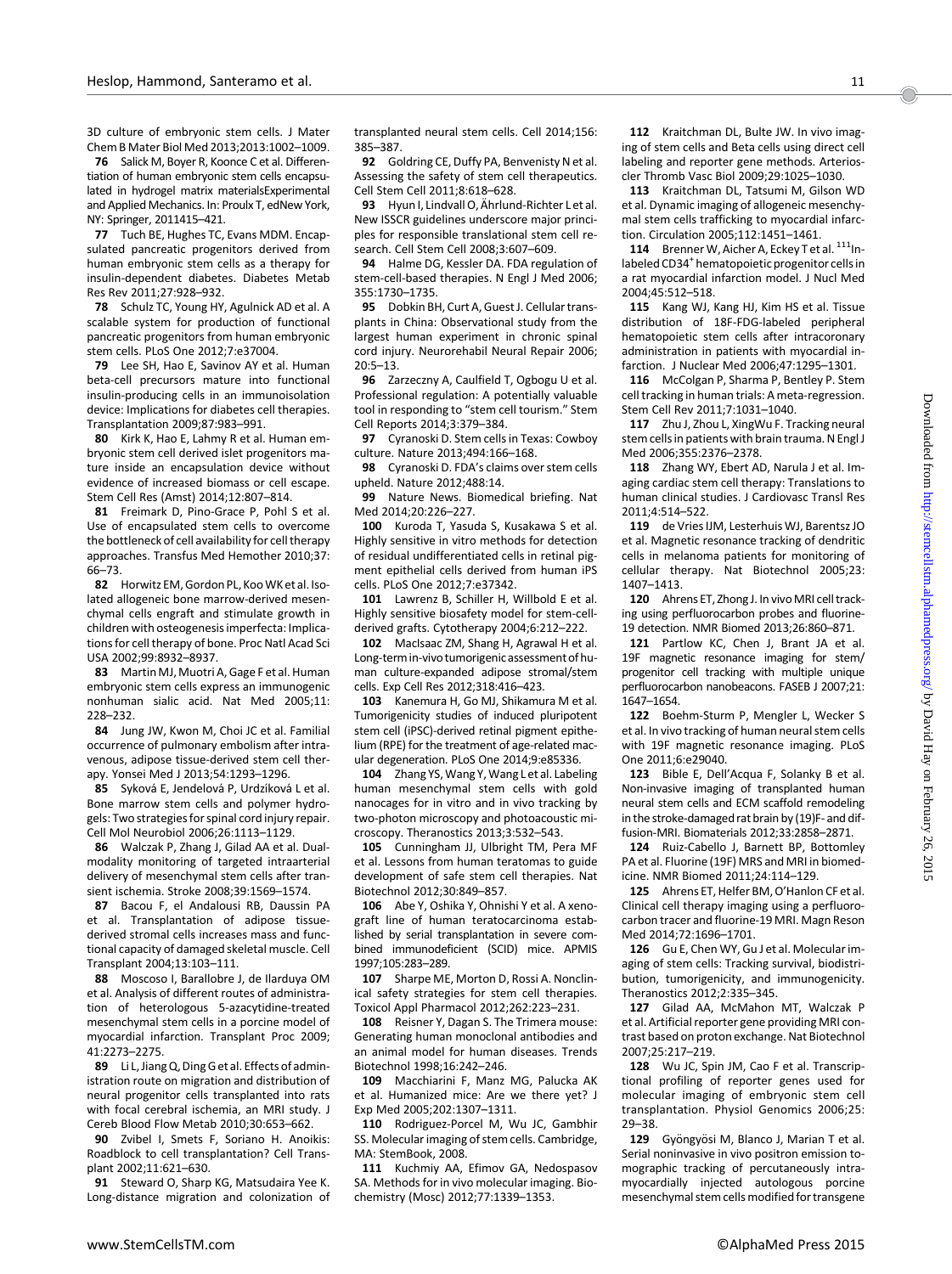3D culture of embryonic stem cells. J Mater Chem B Mater Biol Med 2013;2013:1002–1009.

**76** Salick M, Boyer R, Koonce C et al. Differentiation of human embryonic stem cells encapsulated in hydrogel matrix materialsExperimental and Applied Mechanics. In: Proulx T, edNew York, NY: Springer, 2011415–421.

**77** Tuch BE, Hughes TC, Evans MDM. Encapsulated pancreatic progenitors derived from human embryonic stem cells as a therapy for insulin-dependent diabetes. Diabetes Metab Res Rev 2011;27:928–932.

**78** Schulz TC, Young HY, Agulnick AD et al. A scalable system for production of functional pancreatic progenitors from human embryonic stem cells. PLoS One 2012;7:e37004.

**79** Lee SH, Hao E, Savinov AY et al. Human beta-cell precursors mature into functional insulin-producing cells in an immunoisolation device: Implications for diabetes cell therapies. Transplantation 2009;87:983–991.

**80** Kirk K, Hao E, Lahmy R et al. Human embryonic stem cell derived islet progenitors mature inside an encapsulation device without evidence of increased biomass or cell escape. Stem Cell Res (Amst) 2014;12:807–814.

**81** Freimark D, Pino-Grace P, Pohl S et al. Use of encapsulated stem cells to overcome the bottleneck of cell availability for cell therapy approaches. Transfus Med Hemother 2010;37:66–73.

**82** Horwitz EM, Gordon PL, Koo WK et al. Isolated allogeneic bone marrow-derived mesenchymal cells engraft and stimulate growth in children with osteogenesis imperfecta: Implications for cell therapy of bone. Proc Natl Acad Sci USA 2002;99:8932–8937.

**83** Martin MJ, Muotri A, Gage F et al. Human embryonic stem cells express an immunogenic nonhuman sialic acid. Nat Med 2005;11:228–232.

**84** Jung JW, Kwon M, Choi JC et al. Familial occurrence of pulmonary embolism after intravenous, adipose tissue-derived stem cell therapy. Yonsei Med J 2013;54:1293–1296.

**85** Syková E, Jendelová P, Urdzíková L et al. Bone marrow stem cells and polymer hydrogels: Two strategies for spinal cord injury repair. Cell Mol Neurobiol 2006;26:1113–1129.

**86** Walczak P, Zhang J, Gilad AA et al. Dual-modality monitoring of targeted intraarterial delivery of mesenchymal stem cells after transient ischemia. Stroke 2008;39:1569–1574.

**87** Bacou F, el Andalousi RB, Daussin PA et al. Transplantation of adipose tissue-derived stromal cells increases mass and functional capacity of damaged skeletal muscle. Cell Transplant 2004;13:103–111.

**88** Moscoso I, Barallobre J, de Ilarduya OM et al. Analysis of different routes of administration of heterologous 5-azacytidine-treated mesenchymal stem cells in a porcine model of myocardial infarction. Transplant Proc 2009;41:2273–2275.

**89** Li L, Jiang Q, Ding G et al. Effects of administration route on migration and distribution of neural progenitor cells transplanted into rats with focal cerebral ischemia, an MRI study. J Cereb Blood Flow Metab 2010;30:653–662.

**90** Zvibel I, Smets F, Soriano H. Anoikis: Roadblock to cell transplantation? Cell Transplant 2002;11:621–630.

**91** Steward O, Sharp KG, Matsudaira Yee K. Long-distance migration and colonization of transplanted neural stem cells. Cell 2014;156:385–387.

**92** Goldring CE, Duffy PA, Benvenisty N et al. Assessing the safety of stem cell therapeutics. Cell Stem Cell 2011;8:618–628.

**93** Hyun I, Lindvall O, Ährlund-Richter L et al. New ISSCR guidelines underscore major principles for responsible translational stem cell research. Cell Stem Cell 2008;3:607–609.

**94** Halme DG, Kessler DA. FDA regulation of stem-cell-based therapies. N Engl J Med 2006;355:1730–1735.

**95** Dobkin BH, Curt A, Guest J. Cellular transplants in China: Observational study from the largest human experiment in chronic spinal cord injury. Neurorehabil Neural Repair 2006;20:5–13.

**96** Zarzeczny A, Caulfield T, Ogbogu U et al. Professional regulation: A potentially valuable tool in responding to "stem cell tourism." Stem Cell Reports 2014;3:379–384.

**97** Cyranoski D. Stem cells in Texas: Cowboy culture. Nature 2013;494:166–168.

**98** Cyranoski D. FDA's claims over stem cells upheld. Nature 2012;488:14.

**99** Nature News. Biomedical briefing. Nat Med 2014;20:226–227.

**100** Kuroda T, Yasuda S, Kusakawa S et al. Highly sensitive in vitro methods for detection of residual undifferentiated cells in retinal pigment epithelial cells derived from human iPS cells. PLoS One 2012;7:e37342.

**101** Lawrenz B, Schiller H, Willbold E et al. Highly sensitive biosafety model for stem-cell-derived grafts. Cytotherapy 2004;6:212–222.

**102** MacIsaac ZM, Shang H, Agrawal H et al. Long-term in-vivo tumorigenic assessment of human culture-expanded adipose stromal/stem cells. Exp Cell Res 2012;318:416–423.

**103** Kanemura H, Go MJ, Shikamura M et al. Tumorigenicity studies of induced pluripotent stem cell (iPSC)-derived retinal pigment epithelium (RPE) for the treatment of age-related macular degeneration. PLoS One 2014;9:e85336.

**104** Zhang YS, Wang Y, Wang L et al. Labeling human mesenchymal stem cells with gold nanocages for in vitro and in vivo tracking by two-photon microscopy and photoacoustic microscopy. Theranostics 2013;3:532–543.

**105** Cunningham JJ, Ulbright TM, Pera MF et al. Lessons from human teratomas to guide development of safe stem cell therapies. Nat Biotechnol 2012;30:849–857.

**106** Abe Y, Oshika Y, Ohnishi Y et al. A xenograft line of human teratocarcinoma established by serial transplantation in severe combined immunodeficient (SCID) mice. APMIS 1997;105:283–289.

**107** Sharpe ME, Morton D, Rossi A. Nonclinical safety strategies for stem cell therapies. Toxicol Appl Pharmacol 2012;262:223–231.

**108** Reisner Y, Dagan S. The Trimera mouse: Generating human monoclonal antibodies and an animal model for human diseases. Trends Biotechnol 1998;16:242–246.

**109** Macchiarini F, Manz MG, Palucka AK et al. Humanized mice: Are we there yet? J Exp Med 2005;202:1307–1311.

**110** Rodriguez-Porcel M, Wu JC, Gambhir SS. Molecular imaging of stem cells. Cambridge, MA: StemBook, 2008.

**111** Kuchmiy AA, Efimov GA, Nedospasov SA. Methods for in vivo molecular imaging. Biochemistry (Mosc) 2012;77:1339–1353.

**112** Kraitchman DL, Bulte JW. In vivo imaging of stem cells and Beta cells using direct cell labeling and reporter gene methods. Arterioscler Thromb Vasc Biol 2009;29:1025–1030.

**113** Kraitchman DL, Tatsumi M, Gilson WD et al. Dynamic imaging of allogeneic mesenchymal stem cells trafficking to myocardial infarction. Circulation 2005;112:1451–1461.

**114** Brenner W, Aicher A, Eckey T et al. $^{111}$In-labeled CD34$^{+}$ hematopoietic progenitor cells in a rat myocardial infarction model. J Nucl Med 2004;45:512–518.

**115** Kang WJ, Kang HJ, Kim HS et al. Tissue distribution of 18F-FDG-labeled peripheral hematopoietic stem cells after intracoronary administration in patients with myocardial infarction. J Nuclear Med 2006;47:1295–1301.

**116** McColgan P, Sharma P, Bentley P. Stem cell tracking in human trials: A meta-regression. Stem Cell Rev 2011;7:1031–1040.

**117** Zhu J, Zhou L, XingWu F. Tracking neural stem cells in patients with brain trauma. N Engl J Med 2006;355:2376–2378.

**118** Zhang WY, Ebert AD, Narula J et al. Imaging cardiac stem cell therapy: Translations to human clinical studies. J Cardiovasc Transl Res 2011;4:514–522.

**119** de Vries IJM, Lesterhuis WJ, Barentsz JO et al. Magnetic resonance tracking of dendritic cells in melanoma patients for monitoring of cellular therapy. Nat Biotechnol 2005;23:1407–1413.

**120** Ahrens ET, Zhong J. In vivo MRI cell tracking using perfluorocarbon probes and fluorine-19 detection. NMR Biomed 2013;26:860–871.

**121** Partlow KC, Chen J, Brant JA et al. 19F magnetic resonance imaging for stem/progenitor cell tracking with multiple unique perfluorocarbon nanobeacons. FASEB J 2007;21:1647–1654.

**122** Boehm-Sturm P, Mengler L, Wecker S et al. In vivo tracking of human neural stem cells with 19F magnetic resonance imaging. PLoS One 2011;6:e29040.

**123** Bible E, Dell'Acqua F, Solanky B et al. Non-invasive imaging of transplanted human neural stem cells and ECM scaffold remodeling in the stroke-damaged rat brain by (19)F- and diffusion-MRI. Biomaterials 2012;33:2858–2871.

**124** Ruiz-Cabello J, Barnett BP, Bottomley PA et al. Fluorine (19F) MRS and MRI in biomedicine. NMR Biomed 2011;24:114–129.

**125** Ahrens ET, Helfer BM, O'Hanlon CF et al. Clinical cell therapy imaging using a perfluorocarbon tracer and fluorine-19 MRI. Magn Reson Med 2014;72:1696–1701.

**126** Gu E, Chen WY, Gu J et al. Molecular imaging of stem cells: Tracking survival, biodistribution, tumorigenicity, and immunogenicity. Theranostics 2012;2:335–345.

**127** Gilad AA, McMahon MT, Walczak P et al. Artificial reporter gene providing MRI contrast based on proton exchange. Nat Biotechnol 2007;25:217–219.

**128** Wu JC, Spin JM, Cao F et al. Transcriptional profiling of reporter genes used for molecular imaging of embryonic stem cell transplantation. Physiol Genomics 2006;25:29–38.

**129** Gyöngyösi M, Blanco J, Marian T et al. Serial noninvasive in vivo positron emission tomographic tracking of percutaneously intramyocardially injected autologous porcine mesenchymal stem cells modified for transgene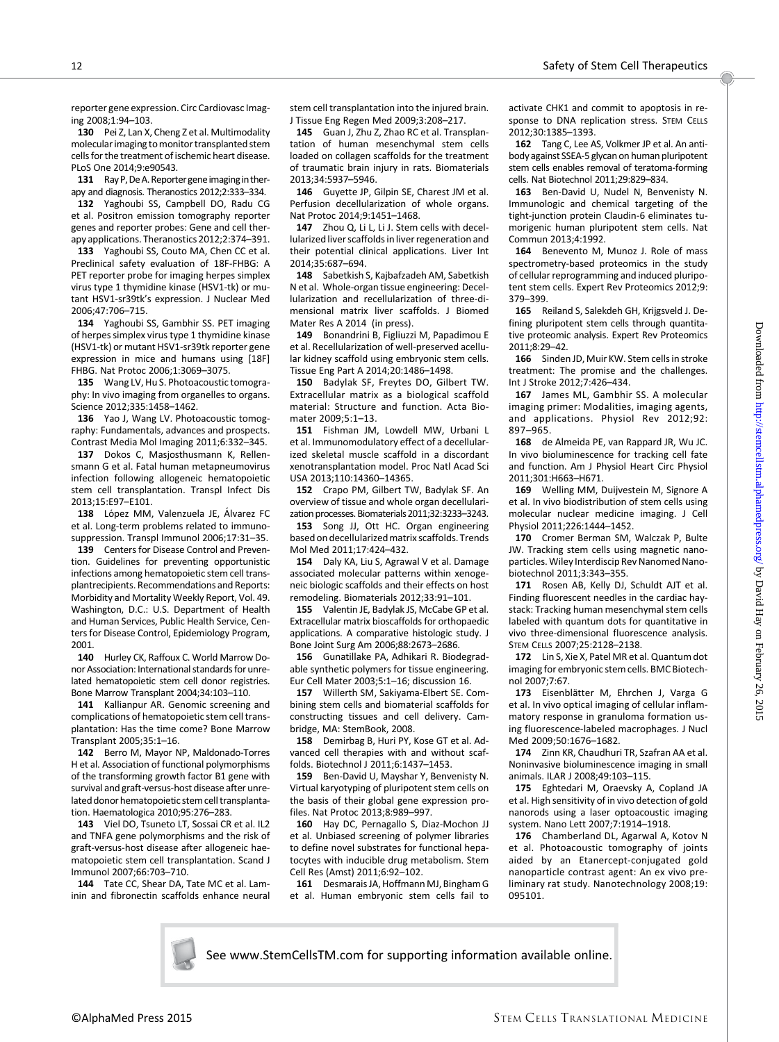reporter gene expression. Circ Cardiovasc Imaging 2008;1:94–103.

**130** Pei Z, Lan X, Cheng Z et al. Multimodality molecular imaging to monitor transplanted stem cells for the treatment of ischemic heart disease. PLoS One 2014;9:e90543.

**131** Ray P, De A. Reporter gene imaging in therapy and diagnosis. Theranostics 2012;2:333–334.

**132** Yaghoubi SS, Campbell DO, Radu CG et al. Positron emission tomography reporter genes and reporter probes: Gene and cell therapy applications. Theranostics 2012;2:374–391.

**133** Yaghoubi SS, Couto MA, Chen CC et al. Preclinical safety evaluation of 18F-FHBG: A PET reporter probe for imaging herpes simplex virus type 1 thymidine kinase (HSV1-tk) or mutant HSV1-sr39tk's expression. J Nuclear Med 2006;47:706–715.

**134** Yaghoubi SS, Gambhir SS. PET imaging of herpes simplex virus type 1 thymidine kinase (HSV1-tk) or mutant HSV1-sr39tk reporter gene expression in mice and humans using [18F] FHBG. Nat Protoc 2006;1:3069–3075.

**135** Wang LV, Hu S. Photoacoustic tomography: In vivo imaging from organelles to organs. Science 2012;335:1458–1462.

**136** Yao J, Wang LV. Photoacoustic tomography: Fundamentals, advances and prospects. Contrast Media Mol Imaging 2011;6:332–345.

**137** Dokos C, Masjosthusmann K, Rellensmann G et al. Fatal human metapneumovirus infection following allogeneic hematopoietic stem cell transplantation. Transpl Infect Dis 2013;15:E97–E101.

**138** López MM, Valenzuela JE, Álvarez FC et al. Long-term problems related to immunosuppression. Transpl Immunol 2006;17:31–35.

**139** Centers for Disease Control and Prevention. Guidelines for preventing opportunistic infections among hematopoietic stem cell transplantrecipients. Recommendations and Reports: Morbidity and Mortality Weekly Report, Vol. 49. Washington, D.C.: U.S. Department of Health and Human Services, Public Health Service, Centers for Disease Control, Epidemiology Program, 2001.

**140** Hurley CK, Raffoux C. World Marrow Donor Association: International standards for unrelated hematopoietic stem cell donor registries. Bone Marrow Transplant 2004;34:103–110.

**141** Kallianpur AR. Genomic screening and complications of hematopoietic stem cell transplantation: Has the time come? Bone Marrow Transplant 2005;35:1–16.

**142** Berro M, Mayor NP, Maldonado-Torres H et al. Association of functional polymorphisms of the transforming growth factor B1 gene with survival and graft-versus-host disease after unrelated donor hematopoietic stem cell transplantation. Haematologica 2010;95:276–283.

**143** Viel DO, Tsuneto LT, Sossai CR et al. IL2 and TNFA gene polymorphisms and the risk of graft-versus-host disease after allogeneic haematopoietic stem cell transplantation. Scand J Immunol 2007;66:703–710.

**144** Tate CC, Shear DA, Tate MC et al. Laminin and fibronectin scaffolds enhance neural stem cell transplantation into the injured brain. J Tissue Eng Regen Med 2009;3:208–217.

**145** Guan J, Zhu Z, Zhao RC et al. Transplantation of human mesenchymal stem cells loaded on collagen scaffolds for the treatment of traumatic brain injury in rats. Biomaterials 2013;34:5937–5946.

**146** Guyette JP, Gilpin SE, Charest JM et al. Perfusion decellularization of whole organs. Nat Protoc 2014;9:1451–1468.

**147** Zhou Q, Li L, Li J. Stem cells with decellularized liver scaffolds in liver regeneration and their potential clinical applications. Liver Int 2014;35:687–694.

**148** Sabetkish S, Kajbafzadeh AM, Sabetkish N et al. Whole-organ tissue engineering: Decellularization and recellularization of three-dimensional matrix liver scaffolds. J Biomed Mater Res A 2014 (in press).

**149** Bonandrini B, Figliuzzi M, Papadimou E et al. Recellularization of well-preserved acellular kidney scaffold using embryonic stem cells. Tissue Eng Part A 2014;20:1486–1498.

**150** Badylak SF, Freytes DO, Gilbert TW. Extracellular matrix as a biological scaffold material: Structure and function. Acta Biomater 2009;5:1–13.

**151** Fishman JM, Lowdell MW, Urbani L et al. Immunomodulatory effect of a decellularized skeletal muscle scaffold in a discordant xenotransplantation model. Proc Natl Acad Sci USA 2013;110:14360–14365.

**152** Crapo PM, Gilbert TW, Badylak SF. An overview of tissue and whole organ decellularization processes. Biomaterials 2011;32:3233–3243.

**153** Song JJ, Ott HC. Organ engineering based on decellularized matrix scaffolds. Trends Mol Med 2011;17:424–432.

**154** Daly KA, Liu S, Agrawal V et al. Damage associated molecular patterns within xenogeneic biologic scaffolds and their effects on host remodeling. Biomaterials 2012;33:91–101.

**155** Valentin JE, Badylak JS, McCabe GP et al. Extracellular matrix bioscaffolds for orthopaedic applications. A comparative histologic study. J Bone Joint Surg Am 2006;88:2673–2686.

**156** Gunatillake PA, Adhikari R. Biodegradable synthetic polymers for tissue engineering. Eur Cell Mater 2003;5:1–16; discussion 16.

**157** Willerth SM, Sakiyama-Elbert SE. Combining stem cells and biomaterial scaffolds for constructing tissues and cell delivery. Cambridge, MA: StemBook, 2008.

**158** Demirbag B, Huri PY, Kose GT et al. Advanced cell therapies with and without scaffolds. Biotechnol J 2011;6:1437–1453.

**159** Ben-David U, Mayshar Y, Benvenisty N. Virtual karyotyping of pluripotent stem cells on the basis of their global gene expression profiles. Nat Protoc 2013;8:989–997.

**160** Hay DC, Pernagallo S, Diaz-Mochon JJ et al. Unbiased screening of polymer libraries to define novel substrates for functional hepatocytes with inducible drug metabolism. Stem Cell Res (Amst) 2011;6:92–102.

**161** Desmarais JA, Hoffmann MJ, Bingham G et al. Human embryonic stem cells fail to activate CHK1 and commit to apoptosis in response to DNA replication stress. Stem Cells 2012;30:1385–1393.

**162** Tang C, Lee AS, Volkmer JP et al. An antibody against SSEA-5 glycan on human pluripotent stem cells enables removal of teratoma-forming cells. Nat Biotechnol 2011;29:829–834.

**163** Ben-David U, Nudel N, Benvenisty N. Immunologic and chemical targeting of the tight-junction protein Claudin-6 eliminates tumorigenic human pluripotent stem cells. Nat Commun 2013;4:1992.

**164** Benevento M, Munoz J. Role of mass spectrometry-based proteomics in the study of cellular reprogramming and induced pluripotent stem cells. Expert Rev Proteomics 2012;9:379–399.

**165** Reiland S, Salekdeh GH, Krijgsveld J. Defining pluripotent stem cells through quantitative proteomic analysis. Expert Rev Proteomics 2011;8:29–42.

**166** Sinden JD, Muir KW. Stem cells in stroke treatment: The promise and the challenges. Int J Stroke 2012;7:426–434.

**167** James ML, Gambhir SS. A molecular imaging primer: Modalities, imaging agents, and applications. Physiol Rev 2012;92:897–965.

**168** de Almeida PE, van Rappard JR, Wu JC. In vivo bioluminescence for tracking cell fate and function. Am J Physiol Heart Circ Physiol 2011;301:H663–H671.

**169** Welling MM, Duijvestein M, Signore A et al. In vivo biodistribution of stem cells using molecular nuclear medicine imaging. J Cell Physiol 2011;226:1444–1452.

**170** Cromer Berman SM, Walczak P, Bulte JW. Tracking stem cells using magnetic nanoparticles. Wiley Interdiscip Rev Nanomed Nanobiotechnol 2011;3:343–355.

**171** Rosen AB, Kelly DJ, Schuldt AJT et al. Finding fluorescent needles in the cardiac haystack: Tracking human mesenchymal stem cells labeled with quantum dots for quantitative in vivo three-dimensional fluorescence analysis. Stem Cells 2007;25:2128–2138.

**172** Lin S, Xie X, Patel MR et al. Quantum dot imaging for embryonic stem cells. BMC Biotechnol 2007;7:67.

**173** Eisenblätter M, Ehrchen J, Varga G et al. In vivo optical imaging of cellular inflammatory response in granuloma formation using fluorescence-labeled macrophages. J Nucl Med 2009;50:1676–1682.

**174** Zinn KR, Chaudhuri TR, Szafran AA et al. Noninvasive bioluminescence imaging in small animals. ILAR J 2008;49:103–115.

**175** Eghtedari M, Oraevsky A, Copland JA et al. High sensitivity of in vivo detection of gold nanorods using a laser optoacoustic imaging system. Nano Lett 2007;7:1914–1918.

**176** Chamberland DL, Agarwal A, Kotov N et al. Photoacoustic tomography of joints aided by an Etanercept-conjugated gold nanoparticle contrast agent: An ex vivo preliminary rat study. Nanotechnology 2008;19:095101.

See www.StemCellsTM.com for supporting information available online.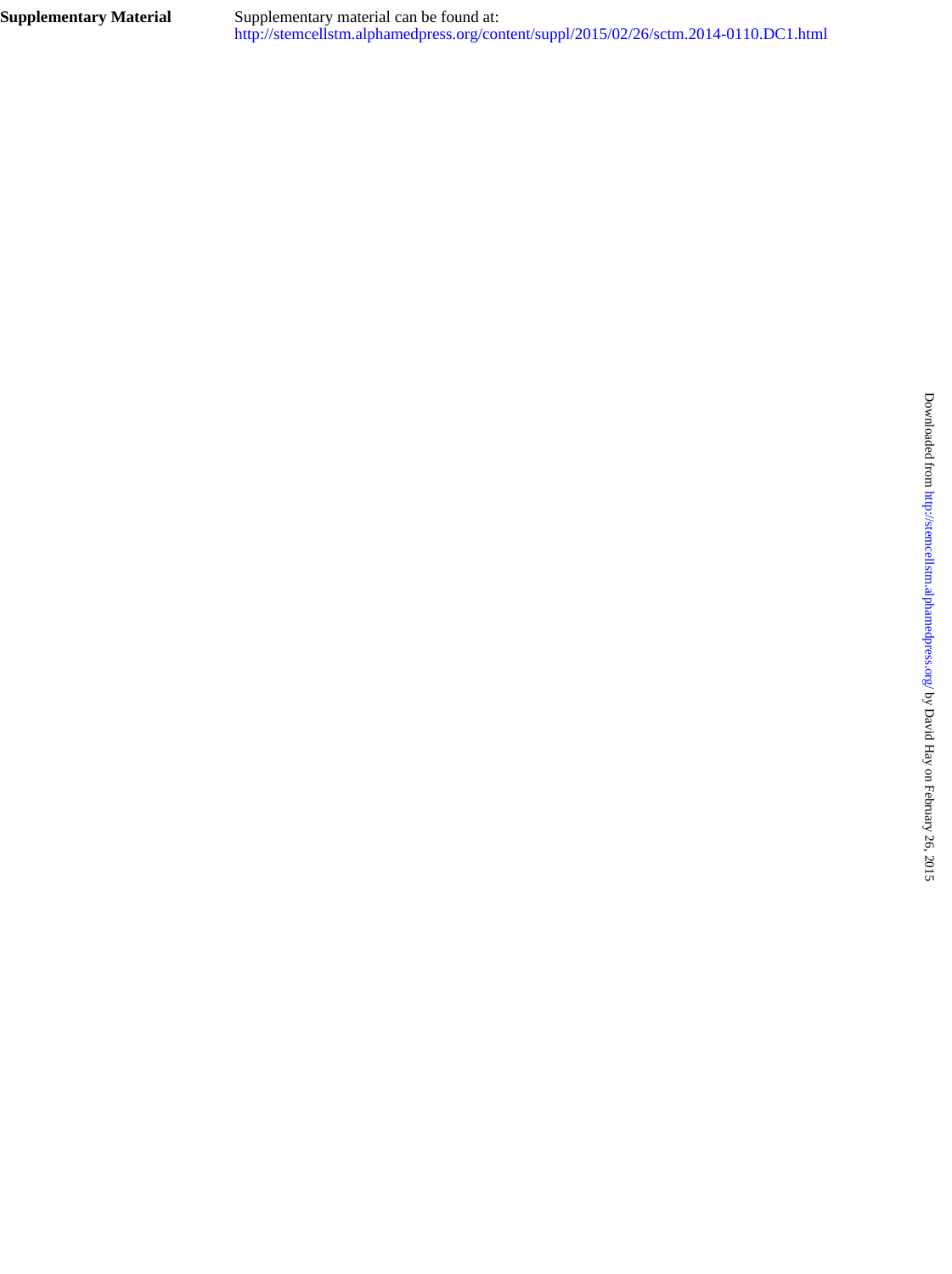**Supplementary Material** Supplementary material can be found at:
http://stemcellstm.alphamedpress.org/content/suppl/2015/02/26/sctm.2014-0110.DC1.html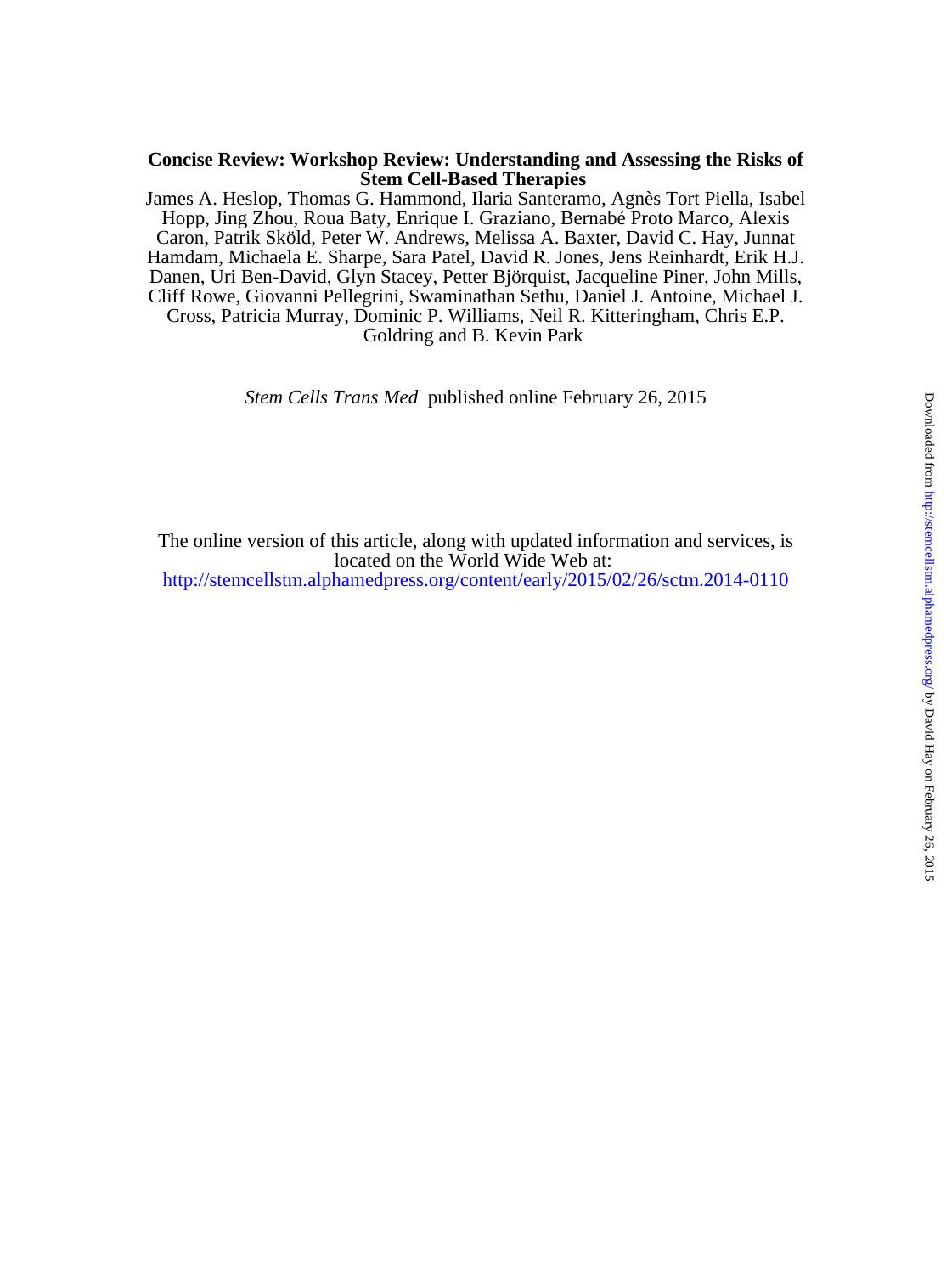**Concise Review: Workshop Review: Understanding and Assessing the Risks of Stem Cell-Based Therapies**

James A. Heslop, Thomas G. Hammond, Ilaria Santeramo, Agnès Tort Piella, Isabel Hopp, Jing Zhou, Roua Baty, Enrique I. Graziano, Bernabé Proto Marco, Alexis Caron, Patrik Sköld, Peter W. Andrews, Melissa A. Baxter, David C. Hay, Junnat Hamdam, Michaela E. Sharpe, Sara Patel, David R. Jones, Jens Reinhardt, Erik H.J. Danen, Uri Ben-David, Glyn Stacey, Petter Björquist, Jacqueline Piner, John Mills, Cliff Rowe, Giovanni Pellegrini, Swaminathan Sethu, Daniel J. Antoine, Michael J. Cross, Patricia Murray, Dominic P. Williams, Neil R. Kitteringham, Chris E.P. Goldring and B. Kevin Park

*Stem Cells Trans Med* published online February 26, 2015

The online version of this article, along with updated information and services, is located on the World Wide Web at:
http://stemcellstm.alphamedpress.org/content/early/2015/02/26/sctm.2014-0110

Downloaded from http://stemcellstm.alphamedpress.org/ by David Hay on February 26, 2015